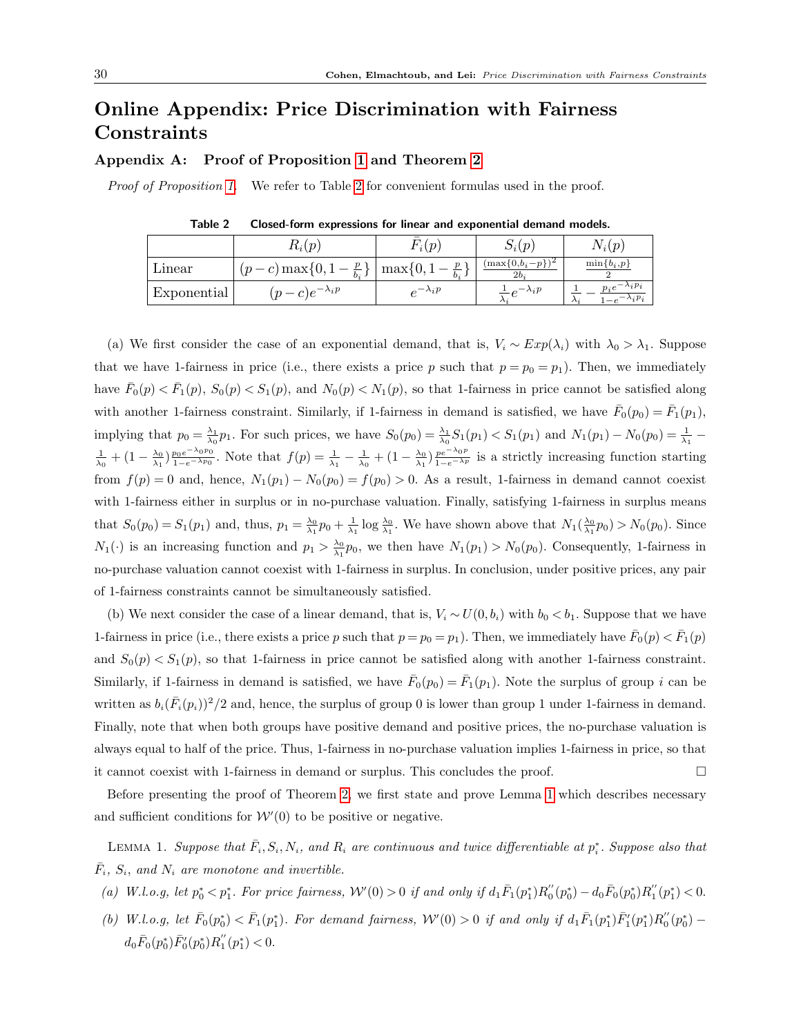# Online Appendix: Price Discrimination with Fairness Constraints

## Appendix A: Proof of Proposition 1 and Theorem 2

*Proof of Proposition 1.* We refer to Table 2 for convenient formulas used in the proof.

**Table 2** Closed-form expressions for linear and exponential demand models.

| | $R_i(p)$ | $\bar{F}_i(p)$ | $S_i(p)$ | $N_i(p)$ |
|---|---|---|---|---|
| Linear | $(p-c)\max\{0, 1-\frac{p}{b_i}\}$ | $\max\{0, 1-\frac{p}{b_i}\}$ | $\frac{(\max\{0, b_i - p\})^2}{2b_i}$ | $\frac{\min\{b_i, p\}}{2}$ |
| Exponential | $(p-c)e^{-\lambda_i p}$ | $e^{-\lambda_i p}$ | $\frac{1}{\lambda_i}e^{-\lambda_i p}$ | $\frac{1}{\lambda_i} - \frac{p_i e^{-\lambda_i p_i}}{1-e^{-\lambda_i p_i}}$ |

(a) We first consider the case of an exponential demand, that is, $V_i \sim Exp(\lambda_i)$ with $\lambda_0 > \lambda_1$. Suppose that we have 1-fairness in price (i.e., there exists a price $p$ such that $p = p_0 = p_1$). Then, we immediately have $\bar{F}_0(p) < \bar{F}_1(p)$, $S_0(p) < S_1(p)$, and $N_0(p) < N_1(p)$, so that 1-fairness in price cannot be satisfied along with another 1-fairness constraint. Similarly, if 1-fairness in demand is satisfied, we have $\bar{F}_0(p_0) = \bar{F}_1(p_1)$, implying that $p_0 = \frac{\lambda_1}{\lambda_0}p_1$. For such prices, we have $S_0(p_0) = \frac{\lambda_1}{\lambda_0}S_1(p_1) < S_1(p_1)$ and $N_1(p_1) - N_0(p_0) = \frac{1}{\lambda_1} - \frac{1}{\lambda_0} + (1 - \frac{\lambda_0}{\lambda_1})\frac{p_0 e^{-\lambda_0 p_0}}{1-e^{-\lambda_0 p_0}}$. Note that $f(p) = \frac{1}{\lambda_1} - \frac{1}{\lambda_0} + (1 - \frac{\lambda_0}{\lambda_1})\frac{p e^{-\lambda_0 p}}{1-e^{-\lambda p}}$ is a strictly increasing function starting from $f(p) = 0$ and, hence, $N_1(p_1) - N_0(p_0) = f(p_0) > 0$. As a result, 1-fairness in demand cannot coexist with 1-fairness either in surplus or in no-purchase valuation. Finally, satisfying 1-fairness in surplus means that $S_0(p_0) = S_1(p_1)$ and, thus, $p_1 = \frac{\lambda_0}{\lambda_1}p_0 + \frac{1}{\lambda_1}\log\frac{\lambda_0}{\lambda_1}$. We have shown above that $N_1(\frac{\lambda_0}{\lambda_1}p_0) > N_0(p_0)$. Since $N_1(\cdot)$ is an increasing function and $p_1 > \frac{\lambda_0}{\lambda_1}p_0$, we then have $N_1(p_1) > N_0(p_0)$. Consequently, 1-fairness in no-purchase valuation cannot coexist with 1-fairness in surplus. In conclusion, under positive prices, any pair of 1-fairness constraints cannot be simultaneously satisfied.

(b) We next consider the case of a linear demand, that is, $V_i \sim U(0, b_i)$ with $b_0 < b_1$. Suppose that we have 1-fairness in price (i.e., there exists a price $p$ such that $p = p_0 = p_1$). Then, we immediately have $\bar{F}_0(p) < \bar{F}_1(p)$ and $S_0(p) < S_1(p)$, so that 1-fairness in price cannot be satisfied along with another 1-fairness constraint. Similarly, if 1-fairness in demand is satisfied, we have $\bar{F}_0(p_0) = \bar{F}_1(p_1)$. Note the surplus of group $i$ can be written as $b_i(\bar{F}_i(p_i))^2/2$ and, hence, the surplus of group 0 is lower than group 1 under 1-fairness in demand. Finally, note that when both groups have positive demand and positive prices, the no-purchase valuation is always equal to half of the price. Thus, 1-fairness in no-purchase valuation implies 1-fairness in price, so that it cannot coexist with 1-fairness in demand or surplus. This concludes the proof. □

Before presenting the proof of Theorem 2, we first state and prove Lemma 1 which describes necessary and sufficient conditions for $\mathcal{W}'(0)$ to be positive or negative.

LEMMA 1. *Suppose that $\bar{F}_i, S_i, N_i$, and $R_i$ are continuous and twice differentiable at $p_i^*$. Suppose also that $\bar{F}_i$, $S_i$, and $N_i$ are monotone and invertible.*

*(a) W.l.o.g, let $p_0^* < p_1^*$. For price fairness, $\mathcal{W}'(0) > 0$ if and only if $d_1\bar{F}_1(p_1^*)R_0''(p_0^*) - d_0\bar{F}_0(p_0^*)R_1''(p_1^*) < 0$.*

*(b) W.l.o.g, let $\bar{F}_0(p_0^*) < \bar{F}_1(p_1^*)$. For demand fairness, $\mathcal{W}'(0) > 0$ if and only if $d_1\bar{F}_1(p_1^*)\bar{F}_1'(p_1^*)R_0''(p_0^*) - d_0\bar{F}_0(p_0^*)\bar{F}_0'(p_0^*)R_1''(p_1^*) < 0$.*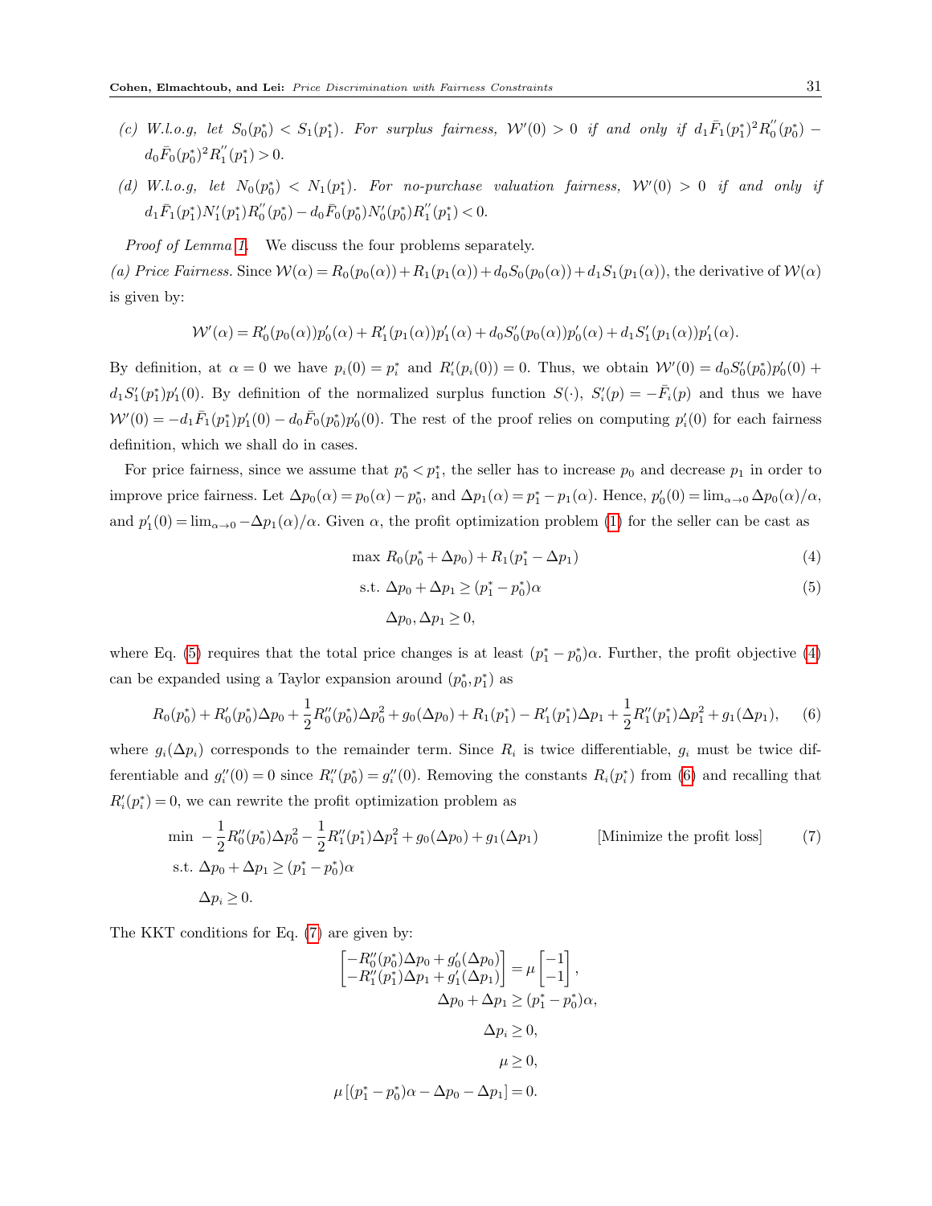*(c) W.l.o.g, let $S_0(p_0^*) < S_1(p_1^*)$. For surplus fairness, $\mathcal{W}'(0) > 0$ if and only if $d_1\bar{F}_1(p_1^*)^2 R_0^{''}(p_0^*) - d_0\bar{F}_0(p_0^*)^2 R_1^{''}(p_1^*) > 0$.*

*(d) W.l.o.g, let $N_0(p_0^*) < N_1(p_1^*)$. For no-purchase valuation fairness, $\mathcal{W}'(0) > 0$ if and only if $d_1\bar{F}_1(p_1^*)N_1'(p_1^*)R_0^{''}(p_0^*) - d_0\bar{F}_0(p_0^*)N_0'(p_0^*)R_1^{''}(p_1^*) < 0$.*

*Proof of Lemma 1.* We discuss the four problems separately.

*(a) Price Fairness.* Since $\mathcal{W}(\alpha) = R_0(p_0(\alpha)) + R_1(p_1(\alpha)) + d_0 S_0(p_0(\alpha)) + d_1 S_1(p_1(\alpha))$, the derivative of $\mathcal{W}(\alpha)$ is given by:

$$\mathcal{W}'(\alpha) = R_0'(p_0(\alpha))p_0'(\alpha) + R_1'(p_1(\alpha))p_1'(\alpha) + d_0 S_0'(p_0(\alpha))p_0'(\alpha) + d_1 S_1'(p_1(\alpha))p_1'(\alpha).$$

By definition, at $\alpha = 0$ we have $p_i(0) = p_i^*$ and $R_i'(p_i(0)) = 0$. Thus, we obtain $\mathcal{W}'(0) = d_0 S_0'(p_0^*)p_0'(0) + d_1 S_1'(p_1^*)p_1'(0)$. By definition of the normalized surplus function $S(\cdot)$, $S_i'(p) = -\bar{F}_i(p)$ and thus we have $\mathcal{W}'(0) = -d_1\bar{F}_1(p_1^*)p_1'(0) - d_0\bar{F}_0(p_0^*)p_0'(0)$. The rest of the proof relies on computing $p_i'(0)$ for each fairness definition, which we shall do in cases.

For price fairness, since we assume that $p_0^* < p_1^*$, the seller has to increase $p_0$ and decrease $p_1$ in order to improve price fairness. Let $\Delta p_0(\alpha) = p_0(\alpha) - p_0^*$, and $\Delta p_1(\alpha) = p_1^* - p_1(\alpha)$. Hence, $p_0'(0) = \lim_{\alpha\to 0} \Delta p_0(\alpha)/\alpha$, and $p_1'(0) = \lim_{\alpha\to 0} -\Delta p_1(\alpha)/\alpha$. Given $\alpha$, the profit optimization problem (1) for the seller can be cast as

$$\max\ R_0(p_0^* + \Delta p_0) + R_1(p_1^* - \Delta p_1) \tag{4}$$

$$\text{s.t. } \Delta p_0 + \Delta p_1 \geq (p_1^* - p_0^*)\alpha \tag{5}$$

$$\Delta p_0, \Delta p_1 \geq 0,$$

where Eq. (5) requires that the total price changes is at least $(p_1^* - p_0^*)\alpha$. Further, the profit objective (4) can be expanded using a Taylor expansion around $(p_0^*, p_1^*)$ as

$$R_0(p_0^*) + R_0'(p_0^*)\Delta p_0 + \frac{1}{2}R_0''(p_0^*)\Delta p_0^2 + g_0(\Delta p_0) + R_1(p_1^*) - R_1'(p_1^*)\Delta p_1 + \frac{1}{2}R_1''(p_1^*)\Delta p_1^2 + g_1(\Delta p_1), \tag{6}$$

where $g_i(\Delta p_i)$ corresponds to the remainder term. Since $R_i$ is twice differentiable, $g_i$ must be twice differentiable and $g_i''(0) = 0$ since $R_i''(p_0^*) = g_i''(0)$. Removing the constants $R_i(p_i^*)$ from (6) and recalling that $R_i'(p_i^*) = 0$, we can rewrite the profit optimization problem as

$$\begin{aligned}
\min\ & -\frac{1}{2}R_0''(p_0^*)\Delta p_0^2 - \frac{1}{2}R_1''(p_1^*)\Delta p_1^2 + g_0(\Delta p_0) + g_1(\Delta p_1) \qquad \text{[Minimize the profit loss]} \\
\text{s.t. } & \Delta p_0 + \Delta p_1 \geq (p_1^* - p_0^*)\alpha \\
& \Delta p_i \geq 0.
\end{aligned} \tag{7}$$

The KKT conditions for Eq. (7) are given by:

$$\begin{bmatrix} -R_0''(p_0^*)\Delta p_0 + g_0'(\Delta p_0) \\ -R_1''(p_1^*)\Delta p_1 + g_1'(\Delta p_1) \end{bmatrix} = \mu \begin{bmatrix} -1 \\ -1 \end{bmatrix},$$

$$\Delta p_0 + \Delta p_1 \geq (p_1^* - p_0^*)\alpha,$$

$$\Delta p_i \geq 0,$$

$$\mu \geq 0,$$

$$\mu\left[(p_1^* - p_0^*)\alpha - \Delta p_0 - \Delta p_1\right] = 0.$$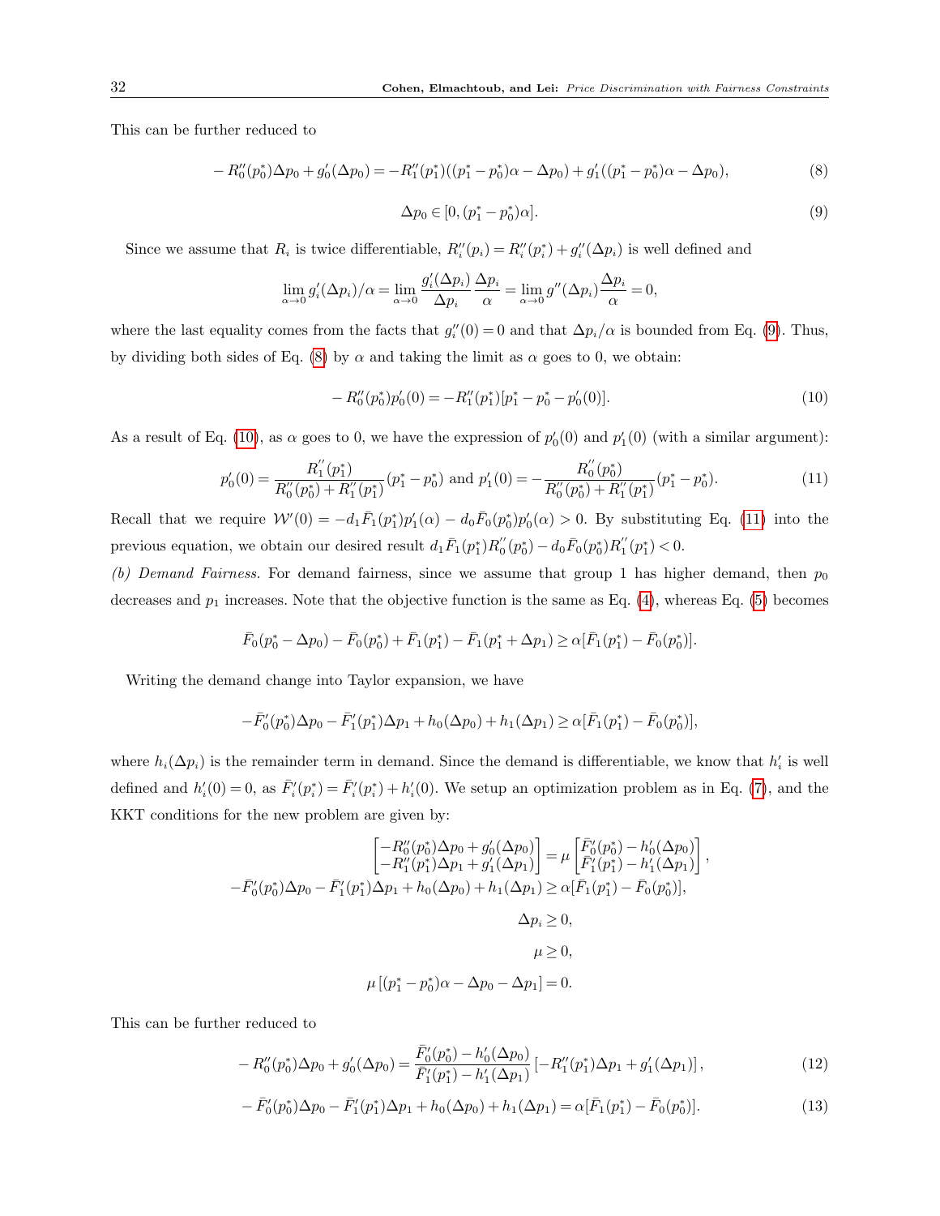This can be further reduced to

$$-R_0''(p_0^*)\Delta p_0 + g_0'(\Delta p_0) = -R_1''(p_1^*)((p_1^* - p_0^*)\alpha - \Delta p_0) + g_1'((p_1^* - p_0^*)\alpha - \Delta p_0), \tag{8}$$

$$\Delta p_0 \in [0, (p_1^* - p_0^*)\alpha]. \tag{9}$$

Since we assume that $R_i$ is twice differentiable, $R_i''(p_i) = R_i''(p_i^*) + g_i''(\Delta p_i)$ is well defined and

$$\lim_{\alpha\to 0} g_i'(\Delta p_i)/\alpha = \lim_{\alpha\to 0} \frac{g_i'(\Delta p_i)}{\Delta p_i}\frac{\Delta p_i}{\alpha} = \lim_{\alpha\to 0} g''(\Delta p_i)\frac{\Delta p_i}{\alpha} = 0,$$

where the last equality comes from the facts that $g_i''(0) = 0$ and that $\Delta p_i/\alpha$ is bounded from Eq. (9). Thus, by dividing both sides of Eq. (8) by $\alpha$ and taking the limit as $\alpha$ goes to 0, we obtain:

$$-R_0''(p_0^*)p_0'(0) = -R_1''(p_1^*)[p_1^* - p_0^* - p_0'(0)]. \tag{10}$$

As a result of Eq. (10), as $\alpha$ goes to 0, we have the expression of $p_0'(0)$ and $p_1'(0)$ (with a similar argument):

$$p_0'(0) = \frac{R_1''(p_1^*)}{R_0''(p_0^*) + R_1''(p_1^*)}(p_1^* - p_0^*) \text{ and } p_1'(0) = -\frac{R_0''(p_0^*)}{R_0''(p_0^*) + R_1''(p_1^*)}(p_1^* - p_0^*). \tag{11}$$

Recall that we require $\mathcal{W}'(0) = -d_1\bar{F}_1(p_1^*)p_1'(\alpha) - d_0\bar{F}_0(p_0^*)p_0'(\alpha) > 0$. By substituting Eq. (11) into the previous equation, we obtain our desired result $d_1\bar{F}_1(p_1^*)R_0''(p_0^*) - d_0\bar{F}_0(p_0^*)R_1''(p_1^*) < 0$.

*(b) Demand Fairness.* For demand fairness, since we assume that group 1 has higher demand, then $p_0$ decreases and $p_1$ increases. Note that the objective function is the same as Eq. (4), whereas Eq. (5) becomes

$$\bar{F}_0(p_0^* - \Delta p_0) - \bar{F}_0(p_0^*) + \bar{F}_1(p_1^*) - \bar{F}_1(p_1^* + \Delta p_1) \geq \alpha[\bar{F}_1(p_1^*) - \bar{F}_0(p_0^*)].$$

Writing the demand change into Taylor expansion, we have

$$-\bar{F}_0'(p_0^*)\Delta p_0 - \bar{F}_1'(p_1^*)\Delta p_1 + h_0(\Delta p_0) + h_1(\Delta p_1) \geq \alpha[\bar{F}_1(p_1^*) - \bar{F}_0(p_0^*)],$$

where $h_i(\Delta p_i)$ is the remainder term in demand. Since the demand is differentiable, we know that $h_i'$ is well defined and $h_i'(0) = 0$, as $\bar{F}_i'(p_i^*) = \bar{F}_i'(p_i^*) + h_i'(0)$. We setup an optimization problem as in Eq. (7), and the KKT conditions for the new problem are given by:

$$\begin{aligned}
\begin{bmatrix} -R_0''(p_0^*)\Delta p_0 + g_0'(\Delta p_0) \\ -R_1''(p_1^*)\Delta p_1 + g_1'(\Delta p_1) \end{bmatrix} &= \mu \begin{bmatrix} \bar{F}_0'(p_0^*) - h_0'(\Delta p_0) \\ \bar{F}_1'(p_1^*) - h_1'(\Delta p_1) \end{bmatrix}, \\
-\bar{F}_0'(p_0^*)\Delta p_0 - \bar{F}_1'(p_1^*)\Delta p_1 + h_0(\Delta p_0) + h_1(\Delta p_1) &\geq \alpha[\bar{F}_1(p_1^*) - \bar{F}_0(p_0^*)], \\
\Delta p_i &\geq 0, \\
\mu &\geq 0, \\
\mu\left[(p_1^* - p_0^*)\alpha - \Delta p_0 - \Delta p_1\right] &= 0.
\end{aligned}$$

This can be further reduced to

$$-R_0''(p_0^*)\Delta p_0 + g_0'(\Delta p_0) = \frac{\bar{F}_0'(p_0^*) - h_0'(\Delta p_0)}{\bar{F}_1'(p_1^*) - h_1'(\Delta p_1)}\left[-R_1''(p_1^*)\Delta p_1 + g_1'(\Delta p_1)\right], \tag{12}$$

$$-\bar{F}_0'(p_0^*)\Delta p_0 - \bar{F}_1'(p_1^*)\Delta p_1 + h_0(\Delta p_0) + h_1(\Delta p_1) = \alpha[\bar{F}_1(p_1^*) - \bar{F}_0(p_0^*)]. \tag{13}$$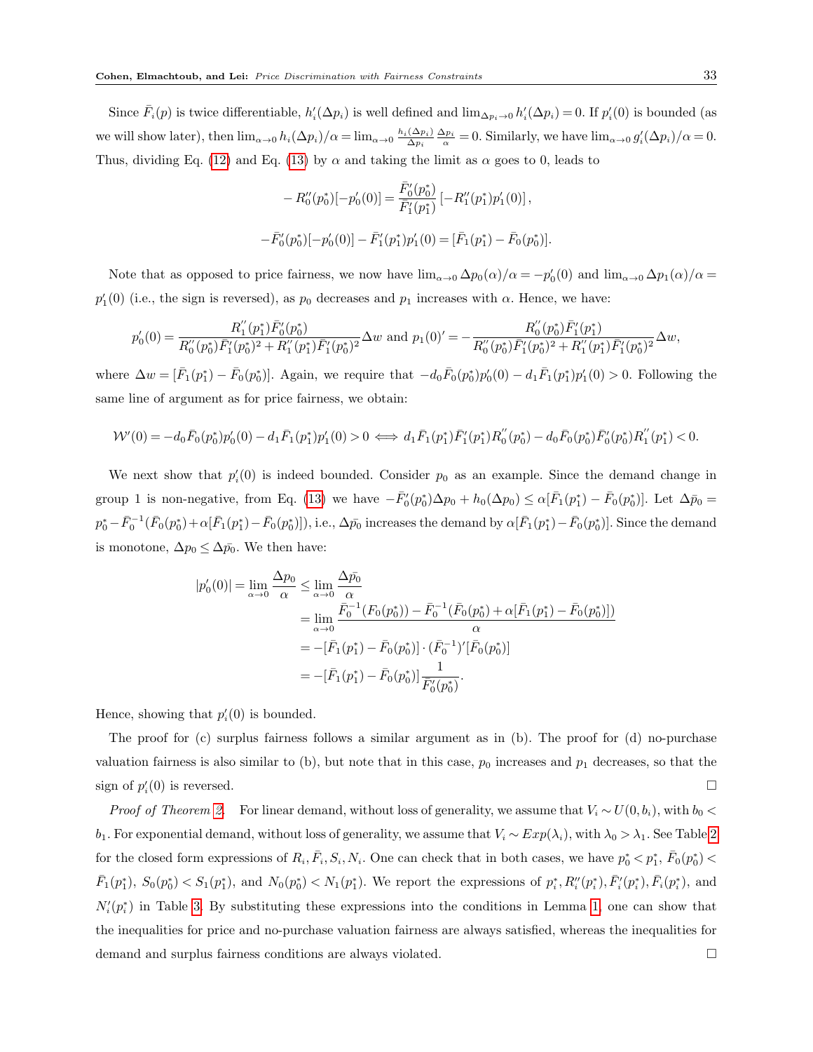Since $\bar{F}_i(p)$ is twice differentiable, $h_i'(\Delta p_i)$ is well defined and $\lim_{\Delta p_i \to 0} h_i'(\Delta p_i) = 0$. If $p_i'(0)$ is bounded (as we will show later), then $\lim_{\alpha\to 0} h_i(\Delta p_i)/\alpha = \lim_{\alpha \to 0} \frac{h_i(\Delta p_i)}{\Delta p_i}\frac{\Delta p_i}{\alpha} = 0$. Similarly, we have $\lim_{\alpha \to 0} g_i'(\Delta p_i)/\alpha = 0$. Thus, dividing Eq. (12) and Eq. (13) by $\alpha$ and taking the limit as $\alpha$ goes to 0, leads to

$$-R_0''(p_0^*)[-p_0'(0)] = \frac{\bar{F}_0'(p_0^*)}{\bar{F}_1'(p_1^*)}\left[-R_1''(p_1^*)p_1'(0)\right],$$

$$-\bar{F}_0'(p_0^*)[-p_0'(0)] - \bar{F}_1'(p_1^*)p_1'(0) = [\bar{F}_1(p_1^*) - \bar{F}_0(p_0^*)].$$

Note that as opposed to price fairness, we now have $\lim_{\alpha\to 0}\Delta p_0(\alpha)/\alpha = -p_0'(0)$ and $\lim_{\alpha \to 0} \Delta p_1(\alpha)/\alpha = p_1'(0)$ (i.e., the sign is reversed), as $p_0$ decreases and $p_1$ increases with $\alpha$. Hence, we have:

$$p_0'(0) = \frac{R_1''(p_1^*)\bar{F}_0'(p_0^*)}{R_0''(p_0^*)\bar{F}_1'(p_1^*)^2 + R_1''(p_1^*)\bar{F}_1'(p_0^*)^2}\Delta w \text{ and } p_1(0)' = -\frac{R_0''(p_0^*)\bar{F}_1'(p_1^*)}{R_0''(p_0^*)\bar{F}_1'(p_0^*)^2 + R_1''(p_1^*)\bar{F}_1'(p_0^*)^2}\Delta w,$$

where $\Delta w = [\bar{F}_1(p_1^*) - \bar{F}_0(p_0^*)]$. Again, we require that $-d_0\bar{F}_0(p_0^*)p_0'(0) - d_1\bar{F}_1(p_1^*)p_1'(0) > 0$. Following the same line of argument as for price fairness, we obtain:

$$\mathcal{W}'(0) = -d_0\bar{F}_0(p_0^*)p_0'(0) - d_1\bar{F}_1(p_1^*)p_1'(0) > 0 \iff d_1\bar{F}_1(p_1^*)\bar{F}_1'(p_1^*)R_0''(p_0^*) - d_0\bar{F}_0(p_0^*)\bar{F}_0'(p_0^*)R_1''(p_1^*) < 0.$$

We next show that $p_i'(0)$ is indeed bounded. Consider $p_0$ as an example. Since the demand change in group 1 is non-negative, from Eq. (13) we have $-\bar{F}_0'(p_0^*)\Delta p_0 + h_0(\Delta p_0) \le \alpha[\bar{F}_1(p_1^*) - \bar{F}_0(p_0^*)]$. Let $\Delta\bar{p}_0 = p_0^* - \bar{F}_0^{-1}(\bar{F}_0(p_0^*) + \alpha[\bar{F}_1(p_1^*) - \bar{F}_0(p_0^*)])$, i.e., $\Delta\bar{p_0}$ increases the demand by $\alpha[\bar{F}_1(p_1^*) - \bar{F}_0(p_0^*)]$. Since the demand is monotone, $\Delta p_0 \le \Delta\bar{p_0}$. We then have:

$$\begin{aligned}
|p_0'(0)| = \lim_{\alpha\to 0}\frac{\Delta p_0}{\alpha} &\le \lim_{\alpha \to 0}\frac{\Delta\bar{p_0}}{\alpha} \\
&= \lim_{\alpha\to 0}\frac{\bar{F}_0^{-1}(F_0(p_0^*)) - \bar{F}_0^{-1}(\bar{F}_0(p_0^*) + \alpha[\bar{F}_1(p_1^*) - \bar{F}_0(p_0^*)])}{\alpha} \\
&= -[\bar{F}_1(p_1^*) - \bar{F}_0(p_0^*)]\cdot(\bar{F}_0^{-1})'[\bar{F}_0(p_0^*)] \\
&= -[\bar{F}_1(p_1^*) - \bar{F}_0(p_0^*)]\frac{1}{\bar{F}_0'(p_0^*)}.
\end{aligned}$$

Hence, showing that $p_i'(0)$ is bounded.

The proof for (c) surplus fairness follows a similar argument as in (b). The proof for (d) no-purchase valuation fairness is also similar to (b), but note that in this case, $p_0$ increases and $p_1$ decreases, so that the sign of $p_i'(0)$ is reversed. □

*Proof of Theorem 2.* For linear demand, without loss of generality, we assume that $V_i \sim U(0, b_i)$, with $b_0 < b_1$. For exponential demand, without loss of generality, we assume that $V_i \sim Exp(\lambda_i)$, with $\lambda_0 > \lambda_1$. See Table 2 for the closed form expressions of $R_i, \bar{F}_i, S_i, N_i$. One can check that in both cases, we have $p_0^* < p_1^*$, $\bar{F}_0(p_0^*) < \bar{F}_1(p_1^*)$, $S_0(p_0^*) < S_1(p_1^*)$, and $N_0(p_0^*) < N_1(p_1^*)$. We report the expressions of $p_i^*, R_i''(p_i^*), \bar{F}_i'(p_i^*), \bar{F}_i(p_i^*)$, and $N_i'(p_i^*)$ in Table 3. By substituting these expressions into the conditions in Lemma 1, one can show that the inequalities for price and no-purchase valuation fairness are always satisfied, whereas the inequalities for demand and surplus fairness conditions are always violated. □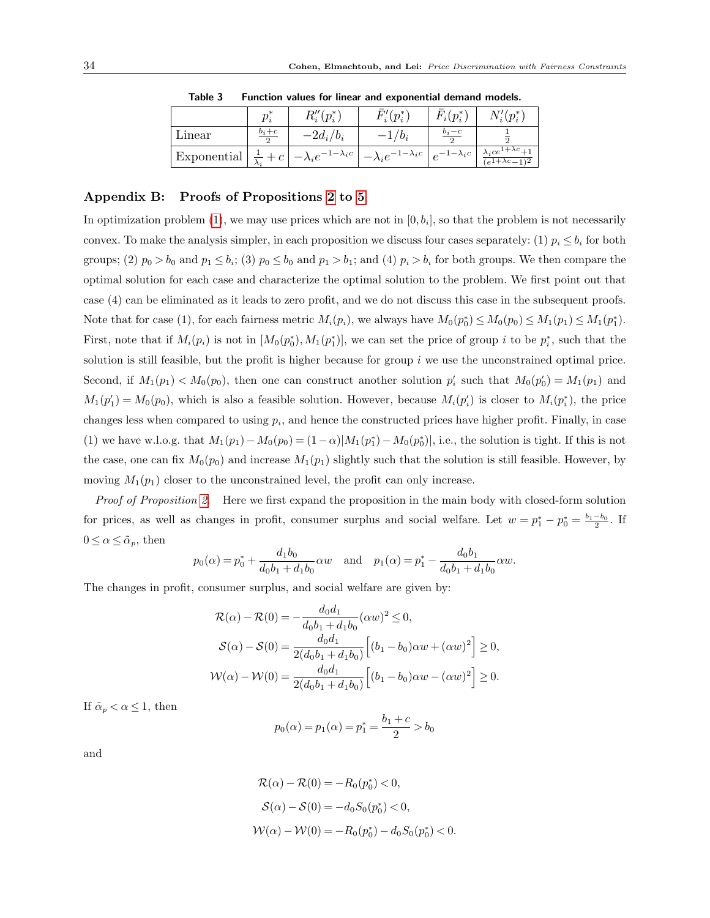**Table 3** Function values for linear and exponential demand models.

| | $p_i^*$ | $R_i''(p_i^*)$ | $\bar{F}_i'(p_i^*)$ | $\bar{F}_i(p_i^*)$ | $N_i'(p_i^*)$ |
|---|---|---|---|---|---|
| Linear | $\frac{b_i+c}{2}$ | $-2d_i/b_i$ | $-1/b_i$ | $\frac{b_i-c}{2}$ | $\frac{1}{2}$ |
| Exponential | $\frac{1}{\lambda_i}+c$ | $-\lambda_i e^{-1-\lambda_i c}$ | $-\lambda_i e^{-1-\lambda_i c}$ | $e^{-1-\lambda_i c}$ | $\frac{\lambda_i c e^{1+\lambda c}+1}{(e^{1+\lambda c}-1)^2}$ |

## Appendix B: Proofs of Propositions 2 to 5

In optimization problem (1), we may use prices which are not in $[0, b_i]$, so that the problem is not necessarily convex. To make the analysis simpler, in each proposition we discuss four cases separately: (1) $p_i \le b_i$ for both groups; (2) $p_0 > b_0$ and $p_1 \le b_i$; (3) $p_0 \le b_0$ and $p_1 > b_1$; and (4) $p_i > b_i$ for both groups. We then compare the optimal solution for each case and characterize the optimal solution to the problem. We first point out that case (4) can be eliminated as it leads to zero profit, and we do not discuss this case in the subsequent proofs. Note that for case (1), for each fairness metric $M_i(p_i)$, we always have $M_0(p_0^*) \le M_0(p_0) \le M_1(p_1) \le M_1(p_1^*)$. First, note that if $M_i(p_i)$ is not in $[M_0(p_0^*), M_1(p_1^*)]$, we can set the price of group $i$ to be $p_i^*$, such that the solution is still feasible, but the profit is higher because for group $i$ we use the unconstrained optimal price. Second, if $M_1(p_1) < M_0(p_0)$, then one can construct another solution $p_i'$ such that $M_0(p_0') = M_1(p_1)$ and $M_1(p_1') = M_0(p_0)$, which is also a feasible solution. However, because $M_i(p_i')$ is closer to $M_i(p_i^*)$, the price changes less when compared to using $p_i$, and hence the constructed prices have higher profit. Finally, in case (1) we have w.l.o.g. that $M_1(p_1) - M_0(p_0) = (1-\alpha)|M_1(p_1^*) - M_0(p_0^*)|$, i.e., the solution is tight. If this is not the case, one can fix $M_0(p_0)$ and increase $M_1(p_1)$ slightly such that the solution is still feasible. However, by moving $M_1(p_1)$ closer to the unconstrained level, the profit can only increase.

*Proof of Proposition 2.* Here we first expand the proposition in the main body with closed-form solution for prices, as well as changes in profit, consumer surplus and social welfare. Let $w = p_1^* - p_0^* = \frac{b_1 - b_0}{2}$. If $0 \le \alpha \le \tilde{\alpha}_p$, then

$$p_0(\alpha) = p_0^* + \frac{d_1 b_0}{d_0 b_1 + d_1 b_0}\alpha w \quad \text{and} \quad p_1(\alpha) = p_1^* - \frac{d_0 b_1}{d_0 b_1 + d_1 b_0}\alpha w.$$

The changes in profit, consumer surplus, and social welfare are given by:

$$\mathcal{R}(\alpha) - \mathcal{R}(0) = -\frac{d_0 d_1}{d_0 b_1 + d_1 b_0}(\alpha w)^2 \le 0,$$

$$\mathcal{S}(\alpha) - \mathcal{S}(0) = \frac{d_0 d_1}{2(d_0 b_1 + d_1 b_0)}\left[(b_1 - b_0)\alpha w + (\alpha w)^2\right] \ge 0,$$

$$\mathcal{W}(\alpha) - \mathcal{W}(0) = \frac{d_0 d_1}{2(d_0 b_1 + d_1 b_0)}\left[(b_1 - b_0)\alpha w - (\alpha w)^2\right] \ge 0.$$

If $\tilde{\alpha}_p < \alpha \le 1$, then

$$p_0(\alpha) = p_1(\alpha) = p_1^* = \frac{b_1 + c}{2} > b_0$$

and

$$\mathcal{R}(\alpha) - \mathcal{R}(0) = -R_0(p_0^*) < 0,$$

$$\mathcal{S}(\alpha) - \mathcal{S}(0) = -d_0 S_0(p_0^*) < 0,$$

$$\mathcal{W}(\alpha) - \mathcal{W}(0) = -R_0(p_0^*) - d_0 S_0(p_0^*) < 0.$$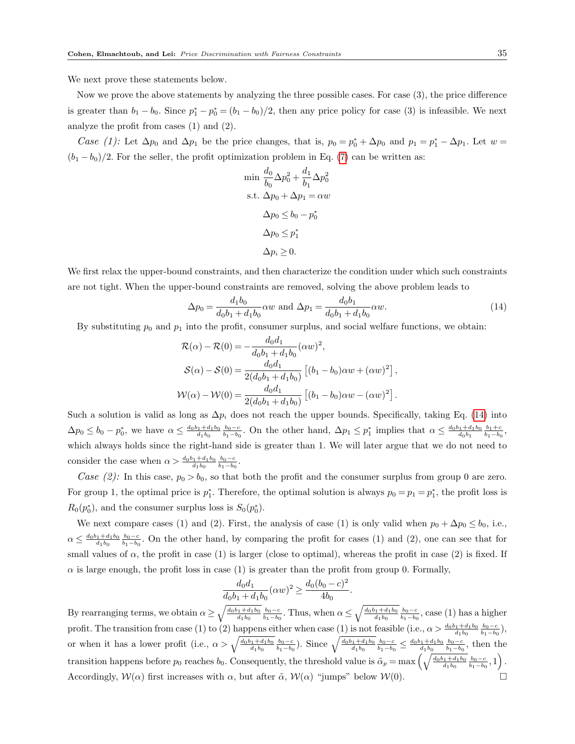We next prove these statements below.

Now we prove the above statements by analyzing the three possible cases. For case (3), the price difference is greater than $b_1 - b_0$. Since $p_1^* - p_0^* = (b_1 - b_0)/2$, then any price policy for case (3) is infeasible. We next analyze the profit from cases (1) and (2).

*Case (1):* Let $\Delta p_0$ and $\Delta p_1$ be the price changes, that is, $p_0 = p_0^* + \Delta p_0$ and $p_1 = p_1^* - \Delta p_1$. Let $w = (b_1 - b_0)/2$. For the seller, the profit optimization problem in Eq. (7) can be written as:

$$
\begin{aligned}
\min\ & \frac{d_0}{b_0}\Delta p_0^2 + \frac{d_1}{b_1}\Delta p_0^2 \\
\text{s.t. } & \Delta p_0 + \Delta p_1 = \alpha w \\
& \Delta p_0 \le b_0 - p_0^* \\
& \Delta p_0 \le p_1^* \\
& \Delta p_i \ge 0.
\end{aligned}
$$

We first relax the upper-bound constraints, and then characterize the condition under which such constraints are not tight. When the upper-bound constraints are removed, solving the above problem leads to

$$
\Delta p_0 = \frac{d_1 b_0}{d_0 b_1 + d_1 b_0}\alpha w \text{ and } \Delta p_1 = \frac{d_0 b_1}{d_0 b_1 + d_1 b_0}\alpha w. \tag{14}
$$

By substituting $p_0$ and $p_1$ into the profit, consumer surplus, and social welfare functions, we obtain:

$$
\begin{aligned}
\mathcal{R}(\alpha) - \mathcal{R}(0) &= -\frac{d_0 d_1}{d_0 b_1 + d_1 b_0}(\alpha w)^2, \\
\mathcal{S}(\alpha) - \mathcal{S}(0) &= \frac{d_0 d_1}{2(d_0 b_1 + d_1 b_0)}\left[(b_1 - b_0)\alpha w + (\alpha w)^2\right], \\
\mathcal{W}(\alpha) - \mathcal{W}(0) &= \frac{d_0 d_1}{2(d_0 b_1 + d_1 b_0)}\left[(b_1 - b_0)\alpha w - (\alpha w)^2\right].
\end{aligned}
$$

Such a solution is valid as long as $\Delta p_i$ does not reach the upper bounds. Specifically, taking Eq. (14) into $\Delta p_0 \le b_0 - p_0^*$, we have $\alpha \le \frac{d_0 b_1 + d_1 b_0}{d_1 b_0}\frac{b_0 - c}{b_1 - b_0}$. On the other hand, $\Delta p_1 \le p_1^*$ implies that $\alpha \le \frac{d_0 b_1 + d_1 b_0}{d_0 b_1}\frac{b_1 + c}{b_1 - b_0}$, which always holds since the right-hand side is greater than 1. We will later argue that we do not need to consider the case when $\alpha > \frac{d_0 b_1 + d_1 b_0}{d_1 b_0}\frac{b_0 - c}{b_1 - b_0}$.

*Case (2):* In this case, $p_0 > b_0$, so that both the profit and the consumer surplus from group 0 are zero. For group 1, the optimal price is $p_1^*$. Therefore, the optimal solution is always $p_0 = p_1 = p_1^*$, the profit loss is $R_0(p_0^*)$, and the consumer surplus loss is $S_0(p_0^*)$.

We next compare cases (1) and (2). First, the analysis of case (1) is only valid when $p_0 + \Delta p_0 \le b_0$, i.e., $\alpha \le \frac{d_0 b_1 + d_1 b_0}{d_1 b_0}\frac{b_0 - c}{b_1 - b_0}$. On the other hand, by comparing the profit for cases (1) and (2), one can see that for small values of $\alpha$, the profit in case (1) is larger (close to optimal), whereas the profit in case (2) is fixed. If $\alpha$ is large enough, the profit loss in case (1) is greater than the profit from group 0. Formally,

$$
\frac{d_0 d_1}{d_0 b_1 + d_1 b_0}(\alpha w)^2 \ge \frac{d_0 (b_0 - c)^2}{4 b_0}.
$$

By rearranging terms, we obtain $\alpha \ge \sqrt{\frac{d_0 b_1 + d_1 b_0}{d_1 b_0}}\frac{b_0 - c}{b_1 - b_0}$. Thus, when $\alpha \le \sqrt{\frac{d_0 b_1 + d_1 b_0}{d_1 b_0}}\frac{b_0 - c}{b_1 - b_0}$, case (1) has a higher profit. The transition from case (1) to (2) happens either when case (1) is not feasible (i.e., $\alpha > \frac{d_0 b_1 + d_1 b_0}{d_1 b_0}\frac{b_0 - c}{b_1 - b_0}$), or when it has a lower profit (i.e., $\alpha > \sqrt{\frac{d_0 b_1 + d_1 b_0}{d_1 b_0}}\frac{b_0 - c}{b_1 - b_0}$). Since $\sqrt{\frac{d_0 b_1 + d_1 b_0}{d_1 b_0}}\frac{b_0 - c}{b_1 - b_0} \le \frac{d_0 b_1 + d_1 b_0}{d_1 b_0}\frac{b_0 - c}{b_1 - b_0}$, then the transition happens before $p_0$ reaches $b_0$. Consequently, the threshold value is $\tilde{\alpha}_p = \max\left(\sqrt{\frac{d_0 b_1 + d_1 b_0}{d_1 b_0}}\frac{b_0 - c}{b_1 - b_0}, 1\right)$. Accordingly, $\mathcal{W}(\alpha)$ first increases with $\alpha$, but after $\tilde{\alpha}$, $\mathcal{W}(\alpha)$ "jumps" below $\mathcal{W}(0)$. □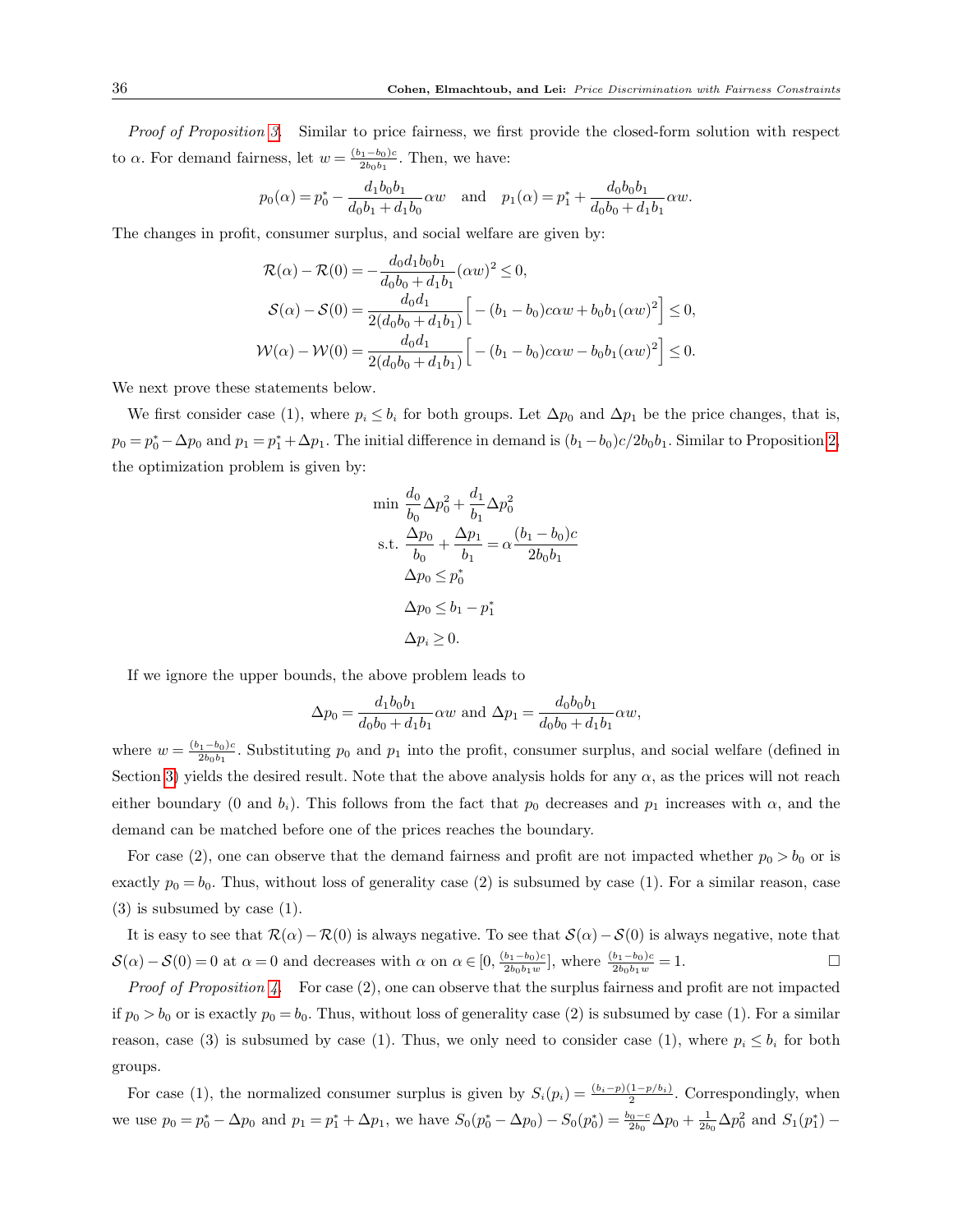*Proof of Proposition 3.* Similar to price fairness, we first provide the closed-form solution with respect to $\alpha$. For demand fairness, let $w = \frac{(b_1-b_0)c}{2b_0b_1}$. Then, we have:

$$p_0(\alpha) = p_0^* - \frac{d_1 b_0 b_1}{d_0 b_1 + d_1 b_0}\alpha w \quad \text{and} \quad p_1(\alpha) = p_1^* + \frac{d_0 b_0 b_1}{d_0 b_0 + d_1 b_1}\alpha w.$$

The changes in profit, consumer surplus, and social welfare are given by:

$$\begin{aligned}
\mathcal{R}(\alpha) - \mathcal{R}(0) &= -\frac{d_0 d_1 b_0 b_1}{d_0 b_0 + d_1 b_1}(\alpha w)^2 \leq 0, \\
\mathcal{S}(\alpha) - \mathcal{S}(0) &= \frac{d_0 d_1}{2(d_0 b_0 + d_1 b_1)}\Big[-(b_1-b_0)c\alpha w + b_0 b_1 (\alpha w)^2\Big] \leq 0, \\
\mathcal{W}(\alpha) - \mathcal{W}(0) &= \frac{d_0 d_1}{2(d_0 b_0 + d_1 b_1)}\Big[-(b_1-b_0)c\alpha w - b_0 b_1 (\alpha w)^2\Big] \leq 0.
\end{aligned}$$

We next prove these statements below.

We first consider case (1), where $p_i \leq b_i$ for both groups. Let $\Delta p_0$ and $\Delta p_1$ be the price changes, that is, $p_0 = p_0^* - \Delta p_0$ and $p_1 = p_1^* + \Delta p_1$. The initial difference in demand is $(b_1 - b_0)c/2b_0b_1$. Similar to Proposition 2, the optimization problem is given by:

$$\begin{aligned}
\min \ & \frac{d_0}{b_0}\Delta p_0^2 + \frac{d_1}{b_1}\Delta p_0^2 \\
\text{s.t. } & \frac{\Delta p_0}{b_0} + \frac{\Delta p_1}{b_1} = \alpha \frac{(b_1-b_0)c}{2b_0b_1} \\
& \Delta p_0 \leq p_0^* \\
& \Delta p_0 \leq b_1 - p_1^* \\
& \Delta p_i \geq 0.
\end{aligned}$$

If we ignore the upper bounds, the above problem leads to

$$\Delta p_0 = \frac{d_1 b_0 b_1}{d_0 b_0 + d_1 b_1}\alpha w \text{ and } \Delta p_1 = \frac{d_0 b_0 b_1}{d_0 b_0 + d_1 b_1}\alpha w,$$

where $w = \frac{(b_1-b_0)c}{2b_0b_1}$. Substituting $p_0$ and $p_1$ into the profit, consumer surplus, and social welfare (defined in Section 3) yields the desired result. Note that the above analysis holds for any $\alpha$, as the prices will not reach either boundary (0 and $b_i$). This follows from the fact that $p_0$ decreases and $p_1$ increases with $\alpha$, and the demand can be matched before one of the prices reaches the boundary.

For case (2), one can observe that the demand fairness and profit are not impacted whether $p_0 > b_0$ or is exactly $p_0 = b_0$. Thus, without loss of generality case (2) is subsumed by case (1). For a similar reason, case (3) is subsumed by case (1).

It is easy to see that $\mathcal{R}(\alpha) - \mathcal{R}(0)$ is always negative. To see that $\mathcal{S}(\alpha) - \mathcal{S}(0)$ is always negative, note that $\mathcal{S}(\alpha) - \mathcal{S}(0) = 0$ at $\alpha = 0$ and decreases with $\alpha$ on $\alpha \in [0, \frac{(b_1-b_0)c}{2b_0b_1w}]$, where $\frac{(b_1-b_0)c}{2b_0b_1w} = 1$. $\square$

*Proof of Proposition 4.* For case (2), one can observe that the surplus fairness and profit are not impacted if $p_0 > b_0$ or is exactly $p_0 = b_0$. Thus, without loss of generality case (2) is subsumed by case (1). For a similar reason, case (3) is subsumed by case (1). Thus, we only need to consider case (1), where $p_i \leq b_i$ for both groups.

For case (1), the normalized consumer surplus is given by $S_i(p_i) = \frac{(b_i - p)(1-p/b_i)}{2}$. Correspondingly, when we use $p_0 = p_0^* - \Delta p_0$ and $p_1 = p_1^* + \Delta p_1$, we have $S_0(p_0^* - \Delta p_0) - S_0(p_0^*) = \frac{b_0 - c}{2b_0}\Delta p_0 + \frac{1}{2b_0}\Delta p_0^2$ and $S_1(p_1^*) -$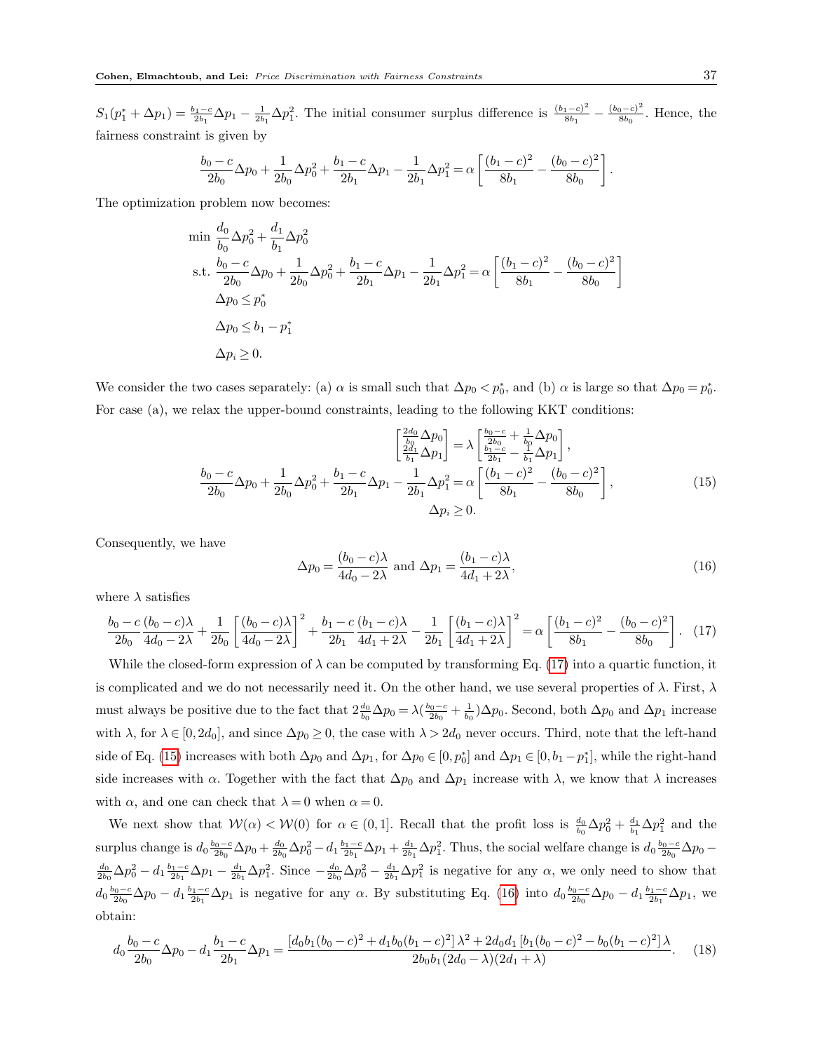$S_1(p_1^* + \Delta p_1) = \frac{b_1-c}{2b_1}\Delta p_1 - \frac{1}{2b_1}\Delta p_1^2$. The initial consumer surplus difference is $\frac{(b_1-c)^2}{8b_1} - \frac{(b_0-c)^2}{8b_0}$. Hence, the fairness constraint is given by

$$\frac{b_0-c}{2b_0}\Delta p_0 + \frac{1}{2b_0}\Delta p_0^2 + \frac{b_1-c}{2b_1}\Delta p_1 - \frac{1}{2b_1}\Delta p_1^2 = \alpha\left[\frac{(b_1-c)^2}{8b_1} - \frac{(b_0-c)^2}{8b_0}\right].$$

The optimization problem now becomes:

$$\begin{aligned}
\min\ & \frac{d_0}{b_0}\Delta p_0^2 + \frac{d_1}{b_1}\Delta p_0^2 \\
\text{s.t. } & \frac{b_0-c}{2b_0}\Delta p_0 + \frac{1}{2b_0}\Delta p_0^2 + \frac{b_1-c}{2b_1}\Delta p_1 - \frac{1}{2b_1}\Delta p_1^2 = \alpha\left[\frac{(b_1-c)^2}{8b_1} - \frac{(b_0-c)^2}{8b_0}\right] \\
& \Delta p_0 \leq p_0^* \\
& \Delta p_0 \leq b_1 - p_1^* \\
& \Delta p_i \geq 0.
\end{aligned}$$

We consider the two cases separately: (a) $\alpha$ is small such that $\Delta p_0 < p_0^*$, and (b) $\alpha$ is large so that $\Delta p_0 = p_0^*$. For case (a), we relax the upper-bound constraints, leading to the following KKT conditions:

$$\begin{gathered}
\begin{bmatrix} \frac{2d_0}{b_0}\Delta p_0 \\ \frac{2d_1}{b_1}\Delta p_1 \end{bmatrix} = \lambda \begin{bmatrix} \frac{b_0-c}{2b_0} + \frac{1}{b_0}\Delta p_0 \\ \frac{b_1-c}{2b_1} - \frac{1}{b_1}\Delta p_1 \end{bmatrix}, \\
\frac{b_0-c}{2b_0}\Delta p_0 + \frac{1}{2b_0}\Delta p_0^2 + \frac{b_1-c}{2b_1}\Delta p_1 - \frac{1}{2b_1}\Delta p_1^2 = \alpha\left[\frac{(b_1-c)^2}{8b_1} - \frac{(b_0-c)^2}{8b_0}\right], \\
\Delta p_i \geq 0.
\end{gathered} \tag{15}$$

Consequently, we have

$$\Delta p_0 = \frac{(b_0-c)\lambda}{4d_0 - 2\lambda} \text{ and } \Delta p_1 = \frac{(b_1-c)\lambda}{4d_1 + 2\lambda}, \tag{16}$$

where $\lambda$ satisfies

$$\frac{b_0-c}{2b_0}\frac{(b_0-c)\lambda}{4d_0-2\lambda} + \frac{1}{2b_0}\left[\frac{(b_0-c)\lambda}{4d_0-2\lambda}\right]^2 + \frac{b_1-c}{2b_1}\frac{(b_1-c)\lambda}{4d_1+2\lambda} - \frac{1}{2b_1}\left[\frac{(b_1-c)\lambda}{4d_1+2\lambda}\right]^2 = \alpha\left[\frac{(b_1-c)^2}{8b_1} - \frac{(b_0-c)^2}{8b_0}\right]. \tag{17}$$

While the closed-form expression of $\lambda$ can be computed by transforming Eq. (17) into a quartic function, it is complicated and we do not necessarily need it. On the other hand, we use several properties of $\lambda$. First, $\lambda$ must always be positive due to the fact that $2\frac{d_0}{b_0}\Delta p_0 = \lambda(\frac{b_0-c}{2b_0} + \frac{1}{b_0})\Delta p_0$. Second, both $\Delta p_0$ and $\Delta p_1$ increase with $\lambda$, for $\lambda \in [0, 2d_0]$, and since $\Delta p_0 \geq 0$, the case with $\lambda > 2d_0$ never occurs. Third, note that the left-hand side of Eq. (15) increases with both $\Delta p_0$ and $\Delta p_1$, for $\Delta p_0 \in [0, p_0^*]$ and $\Delta p_1 \in [0, b_1 - p_1^*]$, while the right-hand side increases with $\alpha$. Together with the fact that $\Delta p_0$ and $\Delta p_1$ increase with $\lambda$, we know that $\lambda$ increases with $\alpha$, and one can check that $\lambda = 0$ when $\alpha = 0$.

We next show that $\mathcal{W}(\alpha) < \mathcal{W}(0)$ for $\alpha \in (0,1]$. Recall that the profit loss is $\frac{d_0}{b_0}\Delta p_0^2 + \frac{d_1}{b_1}\Delta p_1^2$ and the surplus change is $d_0\frac{b_0-c}{2b_0}\Delta p_0 + \frac{d_0}{2b_0}\Delta p_0^2 - d_1\frac{b_1-c}{2b_1}\Delta p_1 + \frac{d_1}{2b_1}\Delta p_1^2$. Thus, the social welfare change is $d_0\frac{b_0-c}{2b_0}\Delta p_0 - \frac{d_0}{2b_0}\Delta p_0^2 - d_1\frac{b_1-c}{2b_1}\Delta p_1 - \frac{d_1}{2b_1}\Delta p_1^2$. Since $-\frac{d_0}{2b_0}\Delta p_0^2 - \frac{d_1}{2b_1}\Delta p_1^2$ is negative for any $\alpha$, we only need to show that $d_0\frac{b_0-c}{2b_0}\Delta p_0 - d_1\frac{b_1-c}{2b_1}\Delta p_1$ is negative for any $\alpha$. By substituting Eq. (16) into $d_0\frac{b_0-c}{2b_0}\Delta p_0 - d_1\frac{b_1-c}{2b_1}\Delta p_1$, we obtain:

$$d_0\frac{b_0-c}{2b_0}\Delta p_0 - d_1\frac{b_1-c}{2b_1}\Delta p_1 = \frac{\left[d_0b_1(b_0-c)^2 + d_1b_0(b_1-c)^2\right]\lambda^2 + 2d_0d_1\left[b_1(b_0-c)^2 - b_0(b_1-c)^2\right]\lambda}{2b_0b_1(2d_0-\lambda)(2d_1+\lambda)}. \tag{18}$$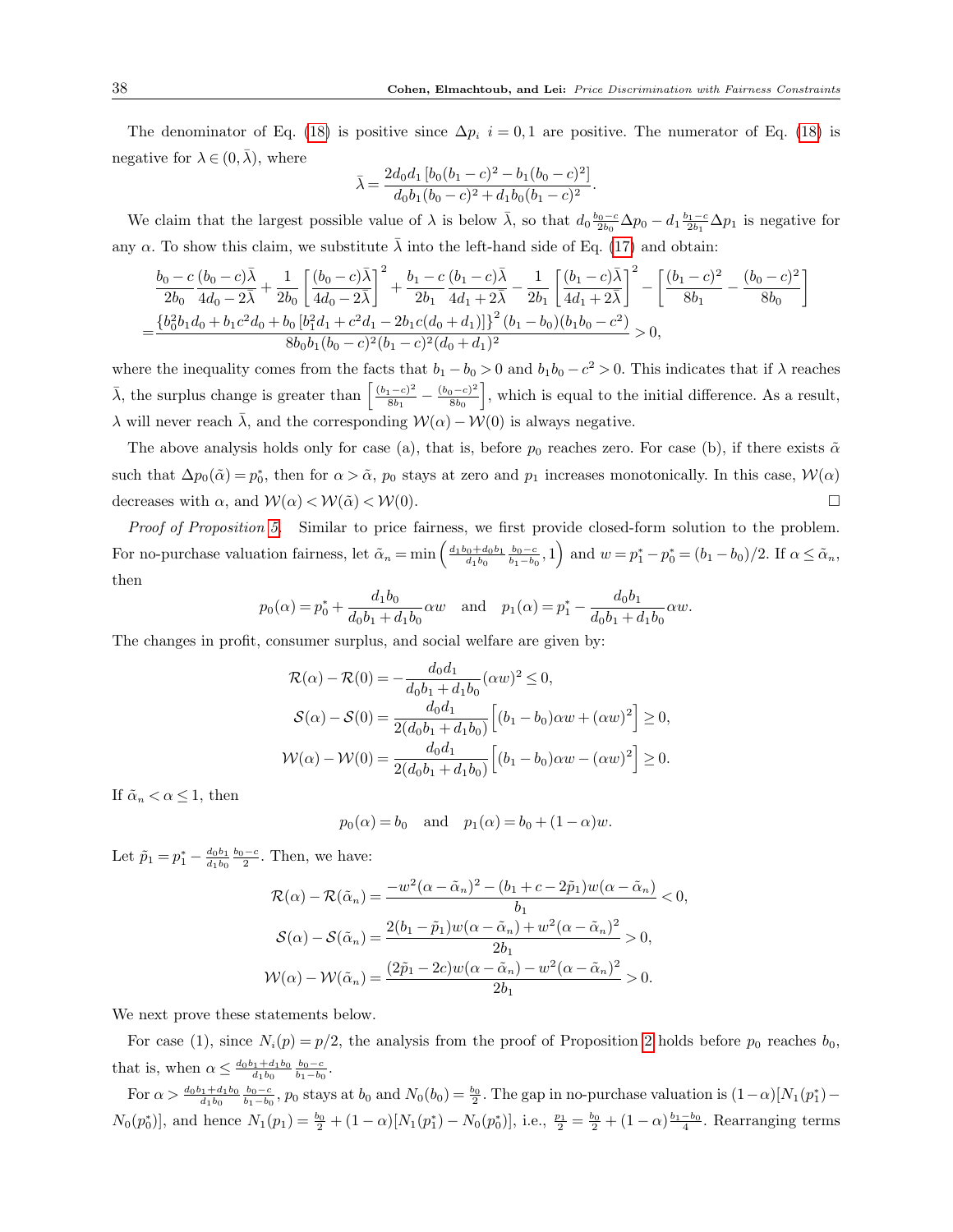The denominator of Eq. (18) is positive since $\Delta p_i$ $i = 0, 1$ are positive. The numerator of Eq. (18) is negative for $\lambda \in (0, \bar{\lambda})$, where

$$\bar{\lambda} = \frac{2d_0 d_1 \left[b_0(b_1 - c)^2 - b_1(b_0 - c)^2\right]}{d_0 b_1 (b_0 - c)^2 + d_1 b_0 (b_1 - c)^2}.$$

We claim that the largest possible value of $\lambda$ is below $\bar{\lambda}$, so that $d_0 \frac{b_0 - c}{2b_0} \Delta p_0 - d_1 \frac{b_1 - c}{2b_1} \Delta p_1$ is negative for any $\alpha$. To show this claim, we substitute $\bar{\lambda}$ into the left-hand side of Eq. (17) and obtain:

$$\begin{aligned}
&\frac{b_0 - c}{2b_0} \frac{(b_0 - c)\bar{\lambda}}{4d_0 - 2\bar{\lambda}} + \frac{1}{2b_0}\left[\frac{(b_0 - c)\bar{\lambda}}{4d_0 - 2\bar{\lambda}}\right]^2 + \frac{b_1 - c}{2b_1} \frac{(b_1 - c)\bar{\lambda}}{4d_1 + 2\bar{\lambda}} - \frac{1}{2b_1}\left[\frac{(b_1 - c)\bar{\lambda}}{4d_1 + 2\bar{\lambda}}\right]^2 - \left[\frac{(b_1 - c)^2}{8b_1} - \frac{(b_0 - c)^2}{8b_0}\right] \\
=& \frac{\left\{b_0^2 b_1 d_0 + b_1 c^2 d_0 + b_0\left[b_1^2 d_1 + c^2 d_1 - 2b_1 c(d_0 + d_1)\right]\right\}^2 (b_1 - b_0)(b_1 b_0 - c^2)}{8b_0 b_1 (b_0 - c)^2 (b_1 - c)^2 (d_0 + d_1)^2} > 0,
\end{aligned}$$

where the inequality comes from the facts that $b_1 - b_0 > 0$ and $b_1 b_0 - c^2 > 0$. This indicates that if $\lambda$ reaches $\bar{\lambda}$, the surplus change is greater than $\left[\frac{(b_1 - c)^2}{8b_1} - \frac{(b_0 - c)^2}{8b_0}\right]$, which is equal to the initial difference. As a result, $\lambda$ will never reach $\bar{\lambda}$, and the corresponding $\mathcal{W}(\alpha) - \mathcal{W}(0)$ is always negative.

The above analysis holds only for case (a), that is, before $p_0$ reaches zero. For case (b), if there exists $\tilde{\alpha}$ such that $\Delta p_0(\tilde{\alpha}) = p_0^*$, then for $\alpha > \tilde{\alpha}$, $p_0$ stays at zero and $p_1$ increases monotonically. In this case, $\mathcal{W}(\alpha)$ decreases with $\alpha$, and $\mathcal{W}(\alpha) < \mathcal{W}(\tilde{\alpha}) < \mathcal{W}(0)$. $\square$

*Proof of Proposition 5.* Similar to price fairness, we first provide closed-form solution to the problem. For no-purchase valuation fairness, let $\tilde{\alpha}_n = \min\left(\frac{d_1 b_0 + d_0 b_1}{d_1 b_0} \frac{b_0 - c}{b_1 - b_0}, 1\right)$ and $w = p_1^* - p_0^* = (b_1 - b_0)/2$. If $\alpha \leq \tilde{\alpha}_n$, then

$$p_0(\alpha) = p_0^* + \frac{d_1 b_0}{d_0 b_1 + d_1 b_0} \alpha w \quad \text{and} \quad p_1(\alpha) = p_1^* - \frac{d_0 b_1}{d_0 b_1 + d_1 b_0} \alpha w.$$

The changes in profit, consumer surplus, and social welfare are given by:

$$\begin{aligned}
\mathcal{R}(\alpha) - \mathcal{R}(0) &= -\frac{d_0 d_1}{d_0 b_1 + d_1 b_0} (\alpha w)^2 \leq 0, \\
\mathcal{S}(\alpha) - \mathcal{S}(0) &= \frac{d_0 d_1}{2(d_0 b_1 + d_1 b_0)} \left[(b_1 - b_0)\alpha w + (\alpha w)^2\right] \geq 0, \\
\mathcal{W}(\alpha) - \mathcal{W}(0) &= \frac{d_0 d_1}{2(d_0 b_1 + d_1 b_0)} \left[(b_1 - b_0)\alpha w - (\alpha w)^2\right] \geq 0.
\end{aligned}$$

If $\tilde{\alpha}_n < \alpha \leq 1$, then

$$p_0(\alpha) = b_0 \quad \text{and} \quad p_1(\alpha) = b_0 + (1 - \alpha) w.$$

Let $\tilde{p}_1 = p_1^* - \frac{d_0 b_1}{d_1 b_0} \frac{b_0 - c}{2}$. Then, we have:

$$\begin{aligned}
\mathcal{R}(\alpha) - \mathcal{R}(\tilde{\alpha}_n) &= \frac{-w^2(\alpha - \tilde{\alpha}_n)^2 - (b_1 + c - 2\tilde{p}_1) w (\alpha - \tilde{\alpha}_n)}{b_1} < 0, \\
\mathcal{S}(\alpha) - \mathcal{S}(\tilde{\alpha}_n) &= \frac{2(b_1 - \tilde{p}_1) w (\alpha - \tilde{\alpha}_n) + w^2(\alpha - \tilde{\alpha}_n)^2}{2b_1} > 0, \\
\mathcal{W}(\alpha) - \mathcal{W}(\tilde{\alpha}_n) &= \frac{(2\tilde{p}_1 - 2c) w (\alpha - \tilde{\alpha}_n) - w^2(\alpha - \tilde{\alpha}_n)^2}{2b_1} > 0.
\end{aligned}$$

We next prove these statements below.

For case (1), since $N_i(p) = p/2$, the analysis from the proof of Proposition 2 holds before $p_0$ reaches $b_0$, that is, when $\alpha \leq \frac{d_0 b_1 + d_1 b_0}{d_1 b_0} \frac{b_0 - c}{b_1 - b_0}$.

For $\alpha > \frac{d_0 b_1 + d_1 b_0}{d_1 b_0} \frac{b_0 - c}{b_1 - b_0}$, $p_0$ stays at $b_0$ and $N_0(b_0) = \frac{b_0}{2}$. The gap in no-purchase valuation is $(1 - \alpha)[N_1(p_1^*) - N_0(p_0^*)]$, and hence $N_1(p_1) = \frac{b_0}{2} + (1 - \alpha)[N_1(p_1^*) - N_0(p_0^*)]$, i.e., $\frac{p_1}{2} = \frac{b_0}{2} + (1 - \alpha)\frac{b_1 - b_0}{4}$. Rearranging terms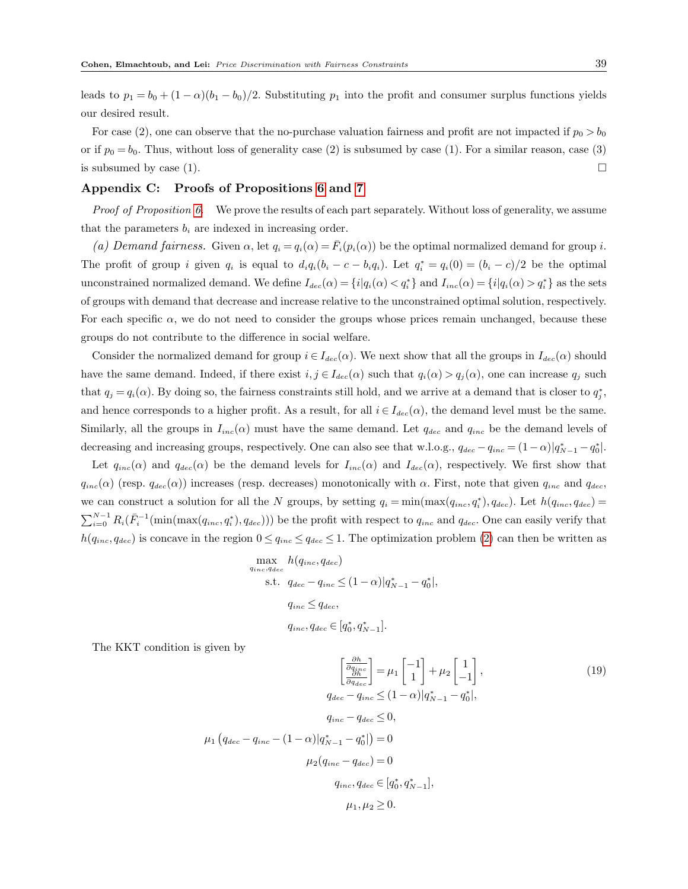leads to $p_1 = b_0 + (1-\alpha)(b_1 - b_0)/2$. Substituting $p_1$ into the profit and consumer surplus functions yields our desired result.

For case (2), one can observe that the no-purchase valuation fairness and profit are not impacted if $p_0 > b_0$ or if $p_0 = b_0$. Thus, without loss of generality case (2) is subsumed by case (1). For a similar reason, case (3) is subsumed by case (1). □

## Appendix C: Proofs of Propositions 6 and 7

*Proof of Proposition 6.* We prove the results of each part separately. Without loss of generality, we assume that the parameters $b_i$ are indexed in increasing order.

*(a) Demand fairness.* Given $\alpha$, let $q_i = q_i(\alpha) = \bar{F}_i(p_i(\alpha))$ be the optimal normalized demand for group $i$. The profit of group $i$ given $q_i$ is equal to $d_i q_i(b_i - c - b_i q_i)$. Let $q_i^* = q_i(0) = (b_i - c)/2$ be the optimal unconstrained normalized demand. We define $I_{dec}(\alpha) = \{i | q_i(\alpha) < q_i^*\}$ and $I_{inc}(\alpha) = \{i | q_i(\alpha) > q_i^*\}$ as the sets of groups with demand that decrease and increase relative to the unconstrained optimal solution, respectively. For each specific $\alpha$, we do not need to consider the groups whose prices remain unchanged, because these groups do not contribute to the difference in social welfare.

Consider the normalized demand for group $i \in I_{dec}(\alpha)$. We next show that all the groups in $I_{dec}(\alpha)$ should have the same demand. Indeed, if there exist $i, j \in I_{dec}(\alpha)$ such that $q_i(\alpha) > q_j(\alpha)$, one can increase $q_j$ such that $q_j = q_i(\alpha)$. By doing so, the fairness constraints still hold, and we arrive at a demand that is closer to $q_j^*$, and hence corresponds to a higher profit. As a result, for all $i \in I_{dec}(\alpha)$, the demand level must be the same. Similarly, all the groups in $I_{inc}(\alpha)$ must have the same demand. Let $q_{dec}$ and $q_{inc}$ be the demand levels of decreasing and increasing groups, respectively. One can also see that w.l.o.g., $q_{dec} - q_{inc} = (1-\alpha)|q_{N-1}^* - q_0^*|$.

Let $q_{inc}(\alpha)$ and $q_{dec}(\alpha)$ be the demand levels for $I_{inc}(\alpha)$ and $I_{dec}(\alpha)$, respectively. We first show that $q_{inc}(\alpha)$ (resp. $q_{dec}(\alpha)$) increases (resp. decreases) monotonically with $\alpha$. First, note that given $q_{inc}$ and $q_{dec}$, we can construct a solution for all the $N$ groups, by setting $q_i = \min(\max(q_{inc}, q_i^*), q_{dec})$. Let $h(q_{inc}, q_{dec}) = \sum_{i=0}^{N-1} R_i(\bar{F}_i^{-1}(\min(\max(q_{inc}, q_i^*), q_{dec})))$ be the profit with respect to $q_{inc}$ and $q_{dec}$. One can easily verify that $h(q_{inc}, q_{dec})$ is concave in the region $0 \le q_{inc} \le q_{dec} \le 1$. The optimization problem (2) can then be written as

$$
\begin{aligned}
\max_{q_{inc}, q_{dec}} \quad & h(q_{inc}, q_{dec}) \\
\text{s.t.} \quad & q_{dec} - q_{inc} \le (1-\alpha)|q_{N-1}^* - q_0^*|, \\
& q_{inc} \le q_{dec}, \\
& q_{inc}, q_{dec} \in [q_0^*, q_{N-1}^*].
\end{aligned}
$$

The KKT condition is given by

$$
\begin{gathered}
\begin{bmatrix} \frac{\partial h}{\partial q_{inc}} \\ \frac{\partial h}{\partial q_{dec}} \end{bmatrix} = \mu_1 \begin{bmatrix} -1 \\ 1 \end{bmatrix} + \mu_2 \begin{bmatrix} 1 \\ -1 \end{bmatrix}, \\
q_{dec} - q_{inc} \le (1-\alpha)|q_{N-1}^* - q_0^*|, \\
q_{inc} - q_{dec} \le 0, \\
\mu_1 \left(q_{dec} - q_{inc} - (1-\alpha)|q_{N-1}^* - q_0^*|\right) = 0 \\
\mu_2 (q_{inc} - q_{dec}) = 0 \\
q_{inc}, q_{dec} \in [q_0^*, q_{N-1}^*], \\
\mu_1, \mu_2 \ge 0.
\end{gathered}
\tag{19}
$$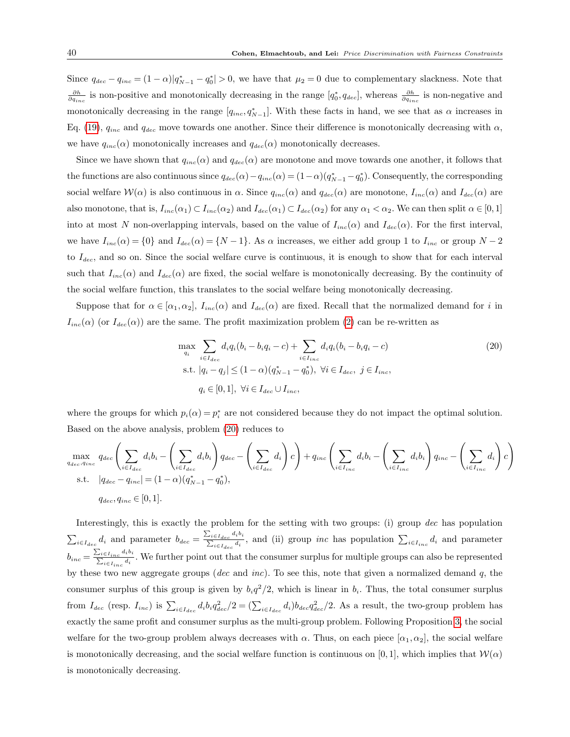Since $q_{dec} - q_{inc} = (1-\alpha)|q^*_{N-1} - q^*_0| > 0$, we have that $\mu_2 = 0$ due to complementary slackness. Note that $\frac{\partial h}{\partial q_{inc}}$ is non-positive and monotonically decreasing in the range $[q^*_0, q_{dec}]$, whereas $\frac{\partial h}{\partial q_{inc}}$ is non-negative and monotonically decreasing in the range $[q_{inc}, q^*_{N-1}]$. With these facts in hand, we see that as $\alpha$ increases in Eq. (19), $q_{inc}$ and $q_{dec}$ move towards one another. Since their difference is monotonically decreasing with $\alpha$, we have $q_{inc}(\alpha)$ monotonically increases and $q_{dec}(\alpha)$ monotonically decreases.

Since we have shown that $q_{inc}(\alpha)$ and $q_{dec}(\alpha)$ are monotone and move towards one another, it follows that the functions are also continuous since $q_{dec}(\alpha) - q_{inc}(\alpha) = (1-\alpha)(q^*_{N-1} - q^*_0)$. Consequently, the corresponding social welfare $\mathcal{W}(\alpha)$ is also continuous in $\alpha$. Since $q_{inc}(\alpha)$ and $q_{dec}(\alpha)$ are monotone, $I_{inc}(\alpha)$ and $I_{dec}(\alpha)$ are also monotone, that is, $I_{inc}(\alpha_1) \subset I_{inc}(\alpha_2)$ and $I_{dec}(\alpha_1) \subset I_{dec}(\alpha_2)$ for any $\alpha_1 < \alpha_2$. We can then split $\alpha \in [0,1]$ into at most $N$ non-overlapping intervals, based on the value of $I_{inc}(\alpha)$ and $I_{dec}(\alpha)$. For the first interval, we have $I_{inc}(\alpha) = \{0\}$ and $I_{dec}(\alpha) = \{N-1\}$. As $\alpha$ increases, we either add group 1 to $I_{inc}$ or group $N-2$ to $I_{dec}$, and so on. Since the social welfare curve is continuous, it is enough to show that for each interval such that $I_{inc}(\alpha)$ and $I_{dec}(\alpha)$ are fixed, the social welfare is monotonically decreasing. By the continuity of the social welfare function, this translates to the social welfare being monotonically decreasing.

Suppose that for $\alpha \in [\alpha_1, \alpha_2]$, $I_{inc}(\alpha)$ and $I_{dec}(\alpha)$ are fixed. Recall that the normalized demand for $i$ in $I_{inc}(\alpha)$ (or $I_{dec}(\alpha)$) are the same. The profit maximization problem (2) can be re-written as

$$
\begin{aligned}
\max_{q_i} \quad & \sum_{i \in I_{dec}} d_i q_i (b_i - b_i q_i - c) + \sum_{i \in I_{inc}} d_i q_i (b_i - b_i q_i - c) \\
\text{s.t.} \quad & |q_i - q_j| \leq (1-\alpha)(q^*_{N-1} - q^*_0), \ \forall i \in I_{dec}, \ j \in I_{inc}, \\
& q_i \in [0,1], \ \forall i \in I_{dec} \cup I_{inc},
\end{aligned}
\tag{20}
$$

where the groups for which $p_i(\alpha) = p^*_i$ are not considered because they do not impact the optimal solution. Based on the above analysis, problem (20) reduces to

$$
\begin{aligned}
\max_{q_{dec}, q_{inc}} \quad & q_{dec}\left(\sum_{i \in I_{dec}} d_i b_i - \left(\sum_{i \in I_{dec}} d_i b_i\right) q_{dec} - \left(\sum_{i \in I_{dec}} d_i\right) c\right) + q_{inc}\left(\sum_{i \in I_{inc}} d_i b_i - \left(\sum_{i \in I_{inc}} d_i b_i\right) q_{inc} - \left(\sum_{i \in I_{inc}} d_i\right) c\right) \\
\text{s.t.} \quad & |q_{dec} - q_{inc}| = (1-\alpha)(q^*_{N-1} - q^*_0), \\
& q_{dec}, q_{inc} \in [0,1].
\end{aligned}
$$

Interestingly, this is exactly the problem for the setting with two groups: (i) group *dec* has population $\sum_{i \in I_{dec}} d_i$ and parameter $b_{dec} = \frac{\sum_{i \in I_{dec}} d_i b_i}{\sum_{i \in I_{dec}} d_i}$, and (ii) group *inc* has population $\sum_{i \in I_{inc}} d_i$ and parameter $b_{inc} = \frac{\sum_{i \in I_{inc}} d_i b_i}{\sum_{i \in I_{inc}} d_i}$. We further point out that the consumer surplus for multiple groups can also be represented by these two new aggregate groups (*dec* and *inc*). To see this, note that given a normalized demand $q$, the consumer surplus of this group is given by $b_i q^2/2$, which is linear in $b_i$. Thus, the total consumer surplus from $I_{dec}$ (resp. $I_{inc}$) is $\sum_{i \in I_{dec}} d_i b_i q^2_{dec}/2 = (\sum_{i \in I_{dec}} d_i) b_{dec} q^2_{dec}/2$. As a result, the two-group problem has exactly the same profit and consumer surplus as the multi-group problem. Following Proposition 3, the social welfare for the two-group problem always decreases with $\alpha$. Thus, on each piece $[\alpha_1, \alpha_2]$, the social welfare is monotonically decreasing, and the social welfare function is continuous on $[0,1]$, which implies that $\mathcal{W}(\alpha)$ is monotonically decreasing.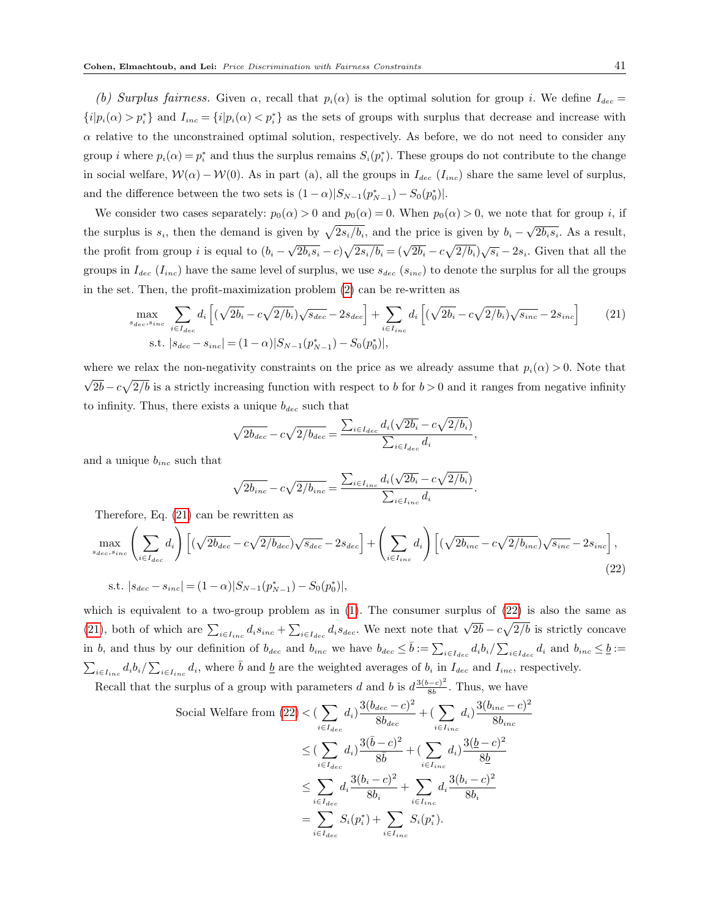*(b) Surplus fairness.* Given $\alpha$, recall that $p_i(\alpha)$ is the optimal solution for group $i$. We define $I_{dec} = \{i | p_i(\alpha) > p_i^*\}$ and $I_{inc} = \{i | p_i(\alpha) < p_i^*\}$ as the sets of groups with surplus that decrease and increase with $\alpha$ relative to the unconstrained optimal solution, respectively. As before, we do not need to consider any group $i$ where $p_i(\alpha) = p_i^*$ and thus the surplus remains $S_i(p_i^*)$. These groups do not contribute to the change in social welfare, $\mathcal{W}(\alpha) - \mathcal{W}(0)$. As in part (a), all the groups in $I_{dec}$ ($I_{inc}$) share the same level of surplus, and the difference between the two sets is $(1-\alpha)|S_{N-1}(p_{N-1}^*) - S_0(p_0^*)|$.

We consider two cases separately: $p_0(\alpha) > 0$ and $p_0(\alpha) = 0$. When $p_0(\alpha) > 0$, we note that for group $i$, if the surplus is $s_i$, then the demand is given by $\sqrt{2s_i/b_i}$, and the price is given by $b_i - \sqrt{2b_i s_i}$. As a result, the profit from group $i$ is equal to $(b_i - \sqrt{2b_i s_i} - c)\sqrt{2s_i/b_i} = (\sqrt{2b_i} - c\sqrt{2/b_i})\sqrt{s_i} - 2s_i$. Given that all the groups in $I_{dec}$ ($I_{inc}$) have the same level of surplus, we use $s_{dec}$ ($s_{inc}$) to denote the surplus for all the groups in the set. Then, the profit-maximization problem (2) can be re-written as

$$
\begin{aligned}
\max_{s_{dec}, s_{inc}} \quad & \sum_{i \in I_{dec}} d_i \left[ (\sqrt{2b_i} - c\sqrt{2/b_i})\sqrt{s_{dec}} - 2s_{dec} \right] + \sum_{i \in I_{inc}} d_i \left[ (\sqrt{2b_i} - c\sqrt{2/b_i})\sqrt{s_{inc}} - 2s_{inc} \right] \qquad (21) \\
\text{s.t.} \quad & |s_{dec} - s_{inc}| = (1-\alpha)|S_{N-1}(p_{N-1}^*) - S_0(p_0^*)|,
\end{aligned}
$$

where we relax the non-negativity constraints on the price as we already assume that $p_i(\alpha) > 0$. Note that $\sqrt{2b} - c\sqrt{2/b}$ is a strictly increasing function with respect to $b$ for $b > 0$ and it ranges from negative infinity to infinity. Thus, there exists a unique $b_{dec}$ such that

$$
\sqrt{2b_{dec}} - c\sqrt{2/b_{dec}} = \frac{\sum_{i \in I_{dec}} d_i (\sqrt{2b_i} - c\sqrt{2/b_i})}{\sum_{i \in I_{dec}} d_i},
$$

and a unique $b_{inc}$ such that

$$
\sqrt{2b_{inc}} - c\sqrt{2/b_{inc}} = \frac{\sum_{i \in I_{inc}} d_i (\sqrt{2b_i} - c\sqrt{2/b_i})}{\sum_{i \in I_{inc}} d_i}.
$$

Therefore, Eq. (21) can be rewritten as

$$
\max_{s_{dec}, s_{inc}} \left( \sum_{i \in I_{dec}} d_i \right) \left[ (\sqrt{2b_{dec}} - c\sqrt{2/b_{dec}})\sqrt{s_{dec}} - 2s_{dec} \right] + \left( \sum_{i \in I_{inc}} d_i \right) \left[ (\sqrt{2b_{inc}} - c\sqrt{2/b_{inc}})\sqrt{s_{inc}} - 2s_{inc} \right], \qquad (22)
$$

$$
\text{s.t. } |s_{dec} - s_{inc}| = (1-\alpha)|S_{N-1}(p_{N-1}^*) - S_0(p_0^*)|,
$$

which is equivalent to a two-group problem as in (1). The consumer surplus of (22) is also the same as (21), both of which are $\sum_{i \in I_{inc}} d_i s_{inc} + \sum_{i \in I_{dec}} d_i s_{dec}$. We next note that $\sqrt{2b} - c\sqrt{2/b}$ is strictly concave in $b$, and thus by our definition of $b_{dec}$ and $b_{inc}$ we have $b_{dec} \le \bar{b} := \sum_{i \in I_{dec}} d_i b_i / \sum_{i \in I_{dec}} d_i$ and $b_{inc} \le \underline{b} := \sum_{i \in I_{inc}} d_i b_i / \sum_{i \in I_{inc}} d_i$, where $\bar{b}$ and $\underline{b}$ are the weighted averages of $b_i$ in $I_{dec}$ and $I_{inc}$, respectively.

Recall that the surplus of a group with parameters $d$ and $b$ is $d\frac{3(b-c)^2}{8b}$. Thus, we have

$$
\begin{aligned}
\text{Social Welfare from (22)} &< \Big(\sum_{i \in I_{dec}} d_i\Big) \frac{3(b_{dec} - c)^2}{8b_{dec}} + \Big(\sum_{i \in I_{inc}} d_i\Big) \frac{3(b_{inc} - c)^2}{8b_{inc}} \\
&\le \Big(\sum_{i \in I_{dec}} d_i\Big) \frac{3(\bar{b} - c)^2}{8\bar{b}} + \Big(\sum_{i \in I_{inc}} d_i\Big) \frac{3(\underline{b} - c)^2}{8\underline{b}} \\
&\le \sum_{i \in I_{dec}} d_i \frac{3(b_i - c)^2}{8b_i} + \sum_{i \in I_{inc}} d_i \frac{3(b_i - c)^2}{8b_i} \\
&= \sum_{i \in I_{dec}} S_i(p_i^*) + \sum_{i \in I_{inc}} S_i(p_i^*).
\end{aligned}
$$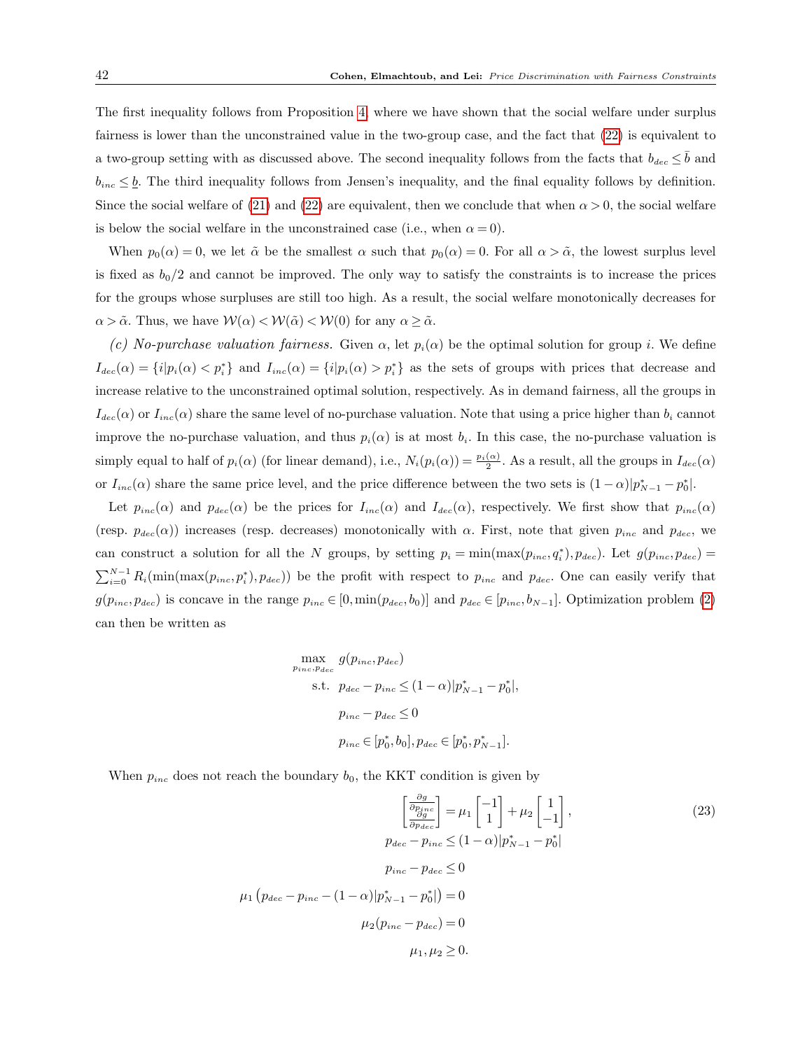The first inequality follows from Proposition 4, where we have shown that the social welfare under surplus fairness is lower than the unconstrained value in the two-group case, and the fact that (22) is equivalent to a two-group setting with as discussed above. The second inequality follows from the facts that $b_{dec} \le \bar{b}$ and $b_{inc} \le \underline{b}$. The third inequality follows from Jensen's inequality, and the final equality follows by definition. Since the social welfare of (21) and (22) are equivalent, then we conclude that when $\alpha > 0$, the social welfare is below the social welfare in the unconstrained case (i.e., when $\alpha = 0$).

When $p_0(\alpha) = 0$, we let $\tilde{\alpha}$ be the smallest $\alpha$ such that $p_0(\alpha) = 0$. For all $\alpha > \tilde{\alpha}$, the lowest surplus level is fixed as $b_0/2$ and cannot be improved. The only way to satisfy the constraints is to increase the prices for the groups whose surpluses are still too high. As a result, the social welfare monotonically decreases for $\alpha > \tilde{\alpha}$. Thus, we have $\mathcal{W}(\alpha) < \mathcal{W}(\tilde{\alpha}) < \mathcal{W}(0)$ for any $\alpha \geq \tilde{\alpha}$.

*(c) No-purchase valuation fairness.* Given $\alpha$, let $p_i(\alpha)$ be the optimal solution for group $i$. We define $I_{dec}(\alpha) = \{i | p_i(\alpha) < p_i^*\}$ and $I_{inc}(\alpha) = \{i | p_i(\alpha) > p_i^*\}$ as the sets of groups with prices that decrease and increase relative to the unconstrained optimal solution, respectively. As in demand fairness, all the groups in $I_{dec}(\alpha)$ or $I_{inc}(\alpha)$ share the same level of no-purchase valuation. Note that using a price higher than $b_i$ cannot improve the no-purchase valuation, and thus $p_i(\alpha)$ is at most $b_i$. In this case, the no-purchase valuation is simply equal to half of $p_i(\alpha)$ (for linear demand), i.e., $N_i(p_i(\alpha)) = \frac{p_i(\alpha)}{2}$. As a result, all the groups in $I_{dec}(\alpha)$ or $I_{inc}(\alpha)$ share the same price level, and the price difference between the two sets is $(1-\alpha)|p_{N-1}^* - p_0^*|$.

Let $p_{inc}(\alpha)$ and $p_{dec}(\alpha)$ be the prices for $I_{inc}(\alpha)$ and $I_{dec}(\alpha)$, respectively. We first show that $p_{inc}(\alpha)$ (resp. $p_{dec}(\alpha)$) increases (resp. decreases) monotonically with $\alpha$. First, note that given $p_{inc}$ and $p_{dec}$, we can construct a solution for all the $N$ groups, by setting $p_i = \min(\max(p_{inc}, q_i^*), p_{dec})$. Let $g(p_{inc}, p_{dec}) = \sum_{i=0}^{N-1} R_i(\min(\max(p_{inc}, p_i^*), p_{dec}))$ be the profit with respect to $p_{inc}$ and $p_{dec}$. One can easily verify that $g(p_{inc}, p_{dec})$ is concave in the range $p_{inc} \in [0, \min(p_{dec}, b_0)]$ and $p_{dec} \in [p_{inc}, b_{N-1}]$. Optimization problem (2) can then be written as

$$
\begin{aligned}
\max_{p_{inc}, p_{dec}} \quad & g(p_{inc}, p_{dec}) \\
\text{s.t.} \quad & p_{dec} - p_{inc} \le (1-\alpha)|p_{N-1}^* - p_0^*|, \\
& p_{inc} - p_{dec} \le 0 \\
& p_{inc} \in [p_0^*, b_0], p_{dec} \in [p_0^*, p_{N-1}^*].
\end{aligned}
$$

When $p_{inc}$ does not reach the boundary $b_0$, the KKT condition is given by

$$
\begin{aligned}
\begin{bmatrix} \frac{\partial g}{\partial p_{inc}} \\ \frac{\partial g}{\partial p_{dec}} \end{bmatrix} &= \mu_1 \begin{bmatrix} -1 \\ 1 \end{bmatrix} + \mu_2 \begin{bmatrix} 1 \\ -1 \end{bmatrix}, \\
p_{dec} - p_{inc} &\le (1-\alpha)|p_{N-1}^* - p_0^*| \\
p_{inc} - p_{dec} &\le 0 \\
\mu_1 \left(p_{dec} - p_{inc} - (1-\alpha)|p_{N-1}^* - p_0^*|\right) &= 0 \\
\mu_2 (p_{inc} - p_{dec}) &= 0 \\
\mu_1, \mu_2 &\ge 0.
\end{aligned}
\tag{23}
$$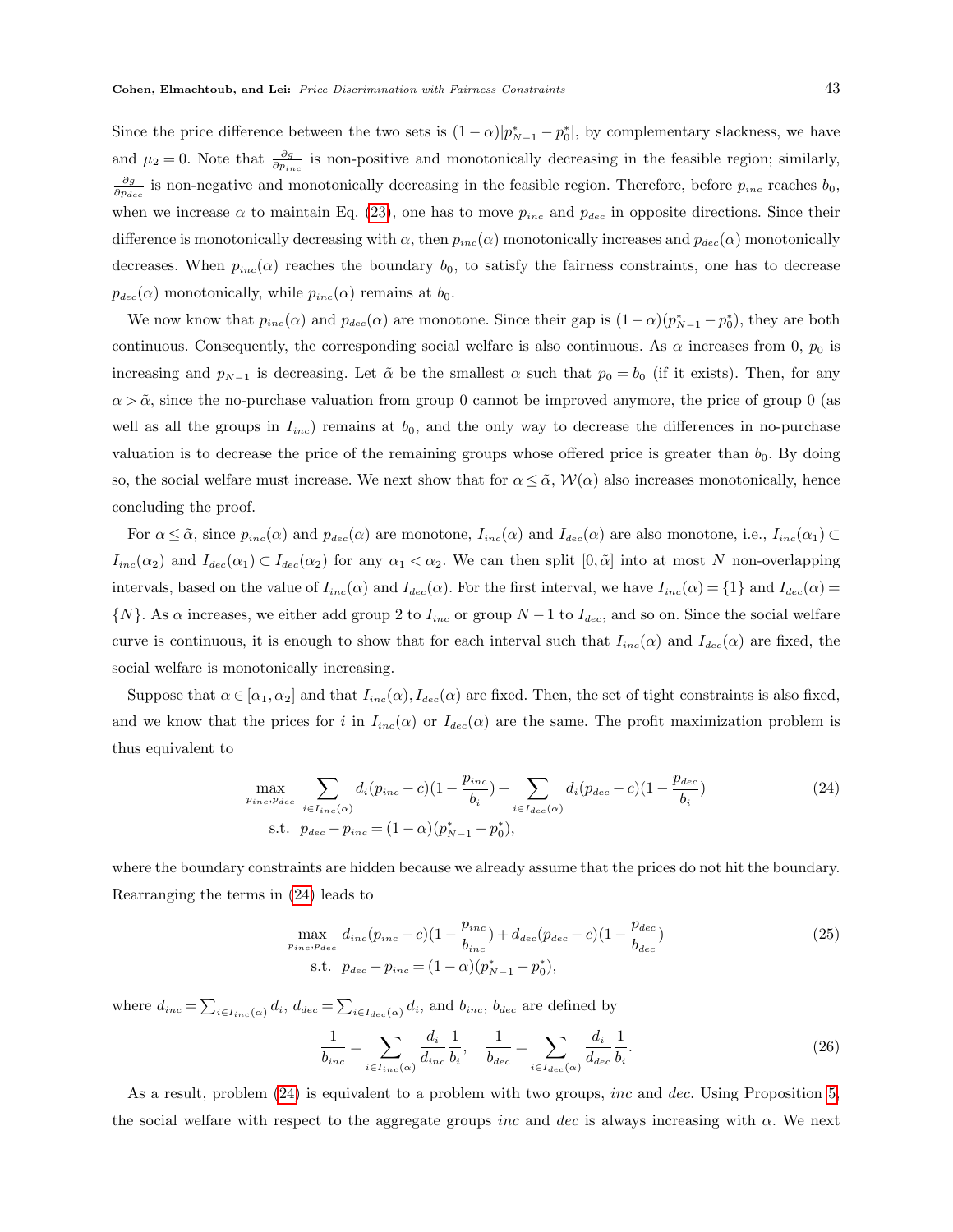Since the price difference between the two sets is $(1-\alpha)|p^*_{N-1}-p^*_0|$, by complementary slackness, we have and $\mu_2 = 0$. Note that $\frac{\partial g}{\partial p_{inc}}$ is non-positive and monotonically decreasing in the feasible region; similarly, $\frac{\partial g}{\partial p_{dec}}$ is non-negative and monotonically decreasing in the feasible region. Therefore, before $p_{inc}$ reaches $b_0$, when we increase $\alpha$ to maintain Eq. (23), one has to move $p_{inc}$ and $p_{dec}$ in opposite directions. Since their difference is monotonically decreasing with $\alpha$, then $p_{inc}(\alpha)$ monotonically increases and $p_{dec}(\alpha)$ monotonically decreases. When $p_{inc}(\alpha)$ reaches the boundary $b_0$, to satisfy the fairness constraints, one has to decrease $p_{dec}(\alpha)$ monotonically, while $p_{inc}(\alpha)$ remains at $b_0$.

We now know that $p_{inc}(\alpha)$ and $p_{dec}(\alpha)$ are monotone. Since their gap is $(1-\alpha)(p^*_{N-1}-p^*_0)$, they are both continuous. Consequently, the corresponding social welfare is also continuous. As $\alpha$ increases from 0, $p_0$ is increasing and $p_{N-1}$ is decreasing. Let $\tilde{\alpha}$ be the smallest $\alpha$ such that $p_0 = b_0$ (if it exists). Then, for any $\alpha > \tilde{\alpha}$, since the no-purchase valuation from group 0 cannot be improved anymore, the price of group 0 (as well as all the groups in $I_{inc}$) remains at $b_0$, and the only way to decrease the differences in no-purchase valuation is to decrease the price of the remaining groups whose offered price is greater than $b_0$. By doing so, the social welfare must increase. We next show that for $\alpha \le \tilde{\alpha}$, $\mathcal{W}(\alpha)$ also increases monotonically, hence concluding the proof.

For $\alpha \le \tilde{\alpha}$, since $p_{inc}(\alpha)$ and $p_{dec}(\alpha)$ are monotone, $I_{inc}(\alpha)$ and $I_{dec}(\alpha)$ are also monotone, i.e., $I_{inc}(\alpha_1) \subset I_{inc}(\alpha_2)$ and $I_{dec}(\alpha_1) \subset I_{dec}(\alpha_2)$ for any $\alpha_1 < \alpha_2$. We can then split $[0, \tilde{\alpha}]$ into at most $N$ non-overlapping intervals, based on the value of $I_{inc}(\alpha)$ and $I_{dec}(\alpha)$. For the first interval, we have $I_{inc}(\alpha) = \{1\}$ and $I_{dec}(\alpha) = \{N\}$. As $\alpha$ increases, we either add group 2 to $I_{inc}$ or group $N-1$ to $I_{dec}$, and so on. Since the social welfare curve is continuous, it is enough to show that for each interval such that $I_{inc}(\alpha)$ and $I_{dec}(\alpha)$ are fixed, the social welfare is monotonically increasing.

Suppose that $\alpha \in [\alpha_1, \alpha_2]$ and that $I_{inc}(\alpha), I_{dec}(\alpha)$ are fixed. Then, the set of tight constraints is also fixed, and we know that the prices for $i$ in $I_{inc}(\alpha)$ or $I_{dec}(\alpha)$ are the same. The profit maximization problem is thus equivalent to

$$
\begin{aligned}
\max_{p_{inc}, p_{dec}} \quad & \sum_{i \in I_{inc}(\alpha)} d_i (p_{inc} - c)(1 - \frac{p_{inc}}{b_i}) + \sum_{i \in I_{dec}(\alpha)} d_i (p_{dec} - c)(1 - \frac{p_{dec}}{b_i}) \\
\text{s.t.} \quad & p_{dec} - p_{inc} = (1-\alpha)(p^*_{N-1} - p^*_0),
\end{aligned}
\tag{24}
$$

where the boundary constraints are hidden because we already assume that the prices do not hit the boundary. Rearranging the terms in (24) leads to

$$
\begin{aligned}
\max_{p_{inc}, p_{dec}} \quad & d_{inc}(p_{inc} - c)(1 - \frac{p_{inc}}{b_{inc}}) + d_{dec}(p_{dec} - c)(1 - \frac{p_{dec}}{b_{dec}}) \\
\text{s.t.} \quad & p_{dec} - p_{inc} = (1-\alpha)(p^*_{N-1} - p^*_0),
\end{aligned}
\tag{25}
$$

where $d_{inc} = \sum_{i \in I_{inc}(\alpha)} d_i$, $d_{dec} = \sum_{i \in I_{dec}(\alpha)} d_i$, and $b_{inc}$, $b_{dec}$ are defined by

$$
\frac{1}{b_{inc}} = \sum_{i \in I_{inc}(\alpha)} \frac{d_i}{d_{inc}} \frac{1}{b_i}, \quad \frac{1}{b_{dec}} = \sum_{i \in I_{dec}(\alpha)} \frac{d_i}{d_{dec}} \frac{1}{b_i}.
\tag{26}
$$

As a result, problem (24) is equivalent to a problem with two groups, *inc* and *dec*. Using Proposition 5, the social welfare with respect to the aggregate groups *inc* and *dec* is always increasing with $\alpha$. We next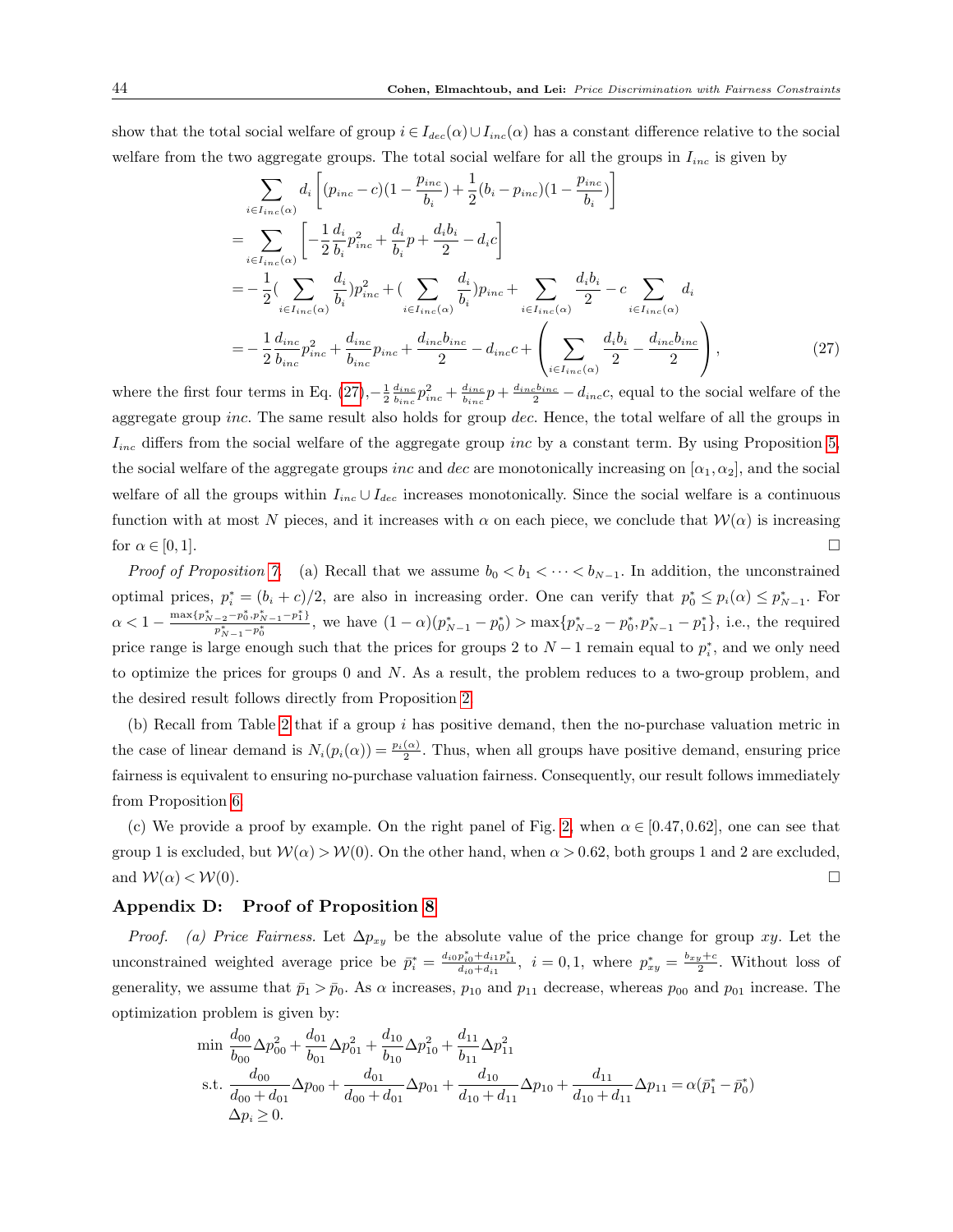show that the total social welfare of group $i \in I_{dec}(\alpha) \cup I_{inc}(\alpha)$ has a constant difference relative to the social welfare from the two aggregate groups. The total social welfare for all the groups in $I_{inc}$ is given by

$$
\begin{aligned}
&\sum_{i \in I_{inc}(\alpha)} d_i \left[ (p_{inc} - c)(1 - \frac{p_{inc}}{b_i}) + \frac{1}{2}(b_i - p_{inc})(1 - \frac{p_{inc}}{b_i}) \right] \\
&= \sum_{i \in I_{inc}(\alpha)} \left[ -\frac{1}{2} \frac{d_i}{b_i} p_{inc}^2 + \frac{d_i}{b_i} p + \frac{d_i b_i}{2} - d_i c \right] \\
&= -\frac{1}{2} \Big( \sum_{i \in I_{inc}(\alpha)} \frac{d_i}{b_i} \Big) p_{inc}^2 + \Big( \sum_{i \in I_{inc}(\alpha)} \frac{d_i}{b_i} \Big) p_{inc} + \sum_{i \in I_{inc}(\alpha)} \frac{d_i b_i}{2} - c \sum_{i \in I_{inc}(\alpha)} d_i \\
&= -\frac{1}{2} \frac{d_{inc}}{b_{inc}} p_{inc}^2 + \frac{d_{inc}}{b_{inc}} p_{inc} + \frac{d_{inc} b_{inc}}{2} - d_{inc} c + \left( \sum_{i \in I_{inc}(\alpha)} \frac{d_i b_i}{2} - \frac{d_{inc} b_{inc}}{2} \right), \qquad (27)
\end{aligned}
$$

where the first four terms in Eq. (27), $-\frac{1}{2} \frac{d_{inc}}{b_{inc}} p_{inc}^2 + \frac{d_{inc}}{b_{inc}} p + \frac{d_{inc} b_{inc}}{2} - d_{inc} c$, equal to the social welfare of the aggregate group *inc*. The same result also holds for group *dec*. Hence, the total welfare of all the groups in $I_{inc}$ differs from the social welfare of the aggregate group *inc* by a constant term. By using Proposition 5, the social welfare of the aggregate groups *inc* and *dec* are monotonically increasing on $[\alpha_1, \alpha_2]$, and the social welfare of all the groups within $I_{inc} \cup I_{dec}$ increases monotonically. Since the social welfare is a continuous function with at most $N$ pieces, and it increases with $\alpha$ on each piece, we conclude that $\mathcal{W}(\alpha)$ is increasing for $\alpha \in [0, 1]$. □

*Proof of Proposition 7.* (a) Recall that we assume $b_0 < b_1 < \cdots < b_{N-1}$. In addition, the unconstrained optimal prices, $p_i^* = (b_i + c)/2$, are also in increasing order. One can verify that $p_0^* \le p_i(\alpha) \le p_{N-1}^*$. For $\alpha < 1 - \frac{\max\{p_{N-2}^* - p_0^*, p_{N-1}^* - p_1^*\}}{p_{N-1}^* - p_0^*}$, we have $(1-\alpha)(p_{N-1}^* - p_0^*) > \max\{p_{N-2}^* - p_0^*, p_{N-1}^* - p_1^*\}$, i.e., the required price range is large enough such that the prices for groups 2 to $N-1$ remain equal to $p_i^*$, and we only need to optimize the prices for groups 0 and $N$. As a result, the problem reduces to a two-group problem, and the desired result follows directly from Proposition 2.

(b) Recall from Table 2 that if a group $i$ has positive demand, then the no-purchase valuation metric in the case of linear demand is $N_i(p_i(\alpha)) = \frac{p_i(\alpha)}{2}$. Thus, when all groups have positive demand, ensuring price fairness is equivalent to ensuring no-purchase valuation fairness. Consequently, our result follows immediately from Proposition 6.

(c) We provide a proof by example. On the right panel of Fig. 2, when $\alpha \in [0.47, 0.62]$, one can see that group 1 is excluded, but $\mathcal{W}(\alpha) > \mathcal{W}(0)$. On the other hand, when $\alpha > 0.62$, both groups 1 and 2 are excluded, and $\mathcal{W}(\alpha) < \mathcal{W}(0)$. □

## Appendix D: Proof of Proposition 8

*Proof.* *(a) Price Fairness.* Let $\Delta p_{xy}$ be the absolute value of the price change for group $xy$. Let the unconstrained weighted average price be $\bar{p}_i^* = \frac{d_{i0} p_{i0}^* + d_{i1} p_{i1}^*}{d_{i0} + d_{i1}}$, $i = 0, 1$, where $p_{xy}^* = \frac{b_{xy} + c}{2}$. Without loss of generality, we assume that $\bar{p}_1 > \bar{p}_0$. As $\alpha$ increases, $p_{10}$ and $p_{11}$ decrease, whereas $p_{00}$ and $p_{01}$ increase. The optimization problem is given by:

$$
\begin{aligned}
\min \; & \frac{d_{00}}{b_{00}} \Delta p_{00}^2 + \frac{d_{01}}{b_{01}} \Delta p_{01}^2 + \frac{d_{10}}{b_{10}} \Delta p_{10}^2 + \frac{d_{11}}{b_{11}} \Delta p_{11}^2 \\
\text{s.t. } & \frac{d_{00}}{d_{00} + d_{01}} \Delta p_{00} + \frac{d_{01}}{d_{00} + d_{01}} \Delta p_{01} + \frac{d_{10}}{d_{10} + d_{11}} \Delta p_{10} + \frac{d_{11}}{d_{10} + d_{11}} \Delta p_{11} = \alpha (\bar{p}_1^* - \bar{p}_0^*) \\
& \Delta p_i \ge 0.
\end{aligned}
$$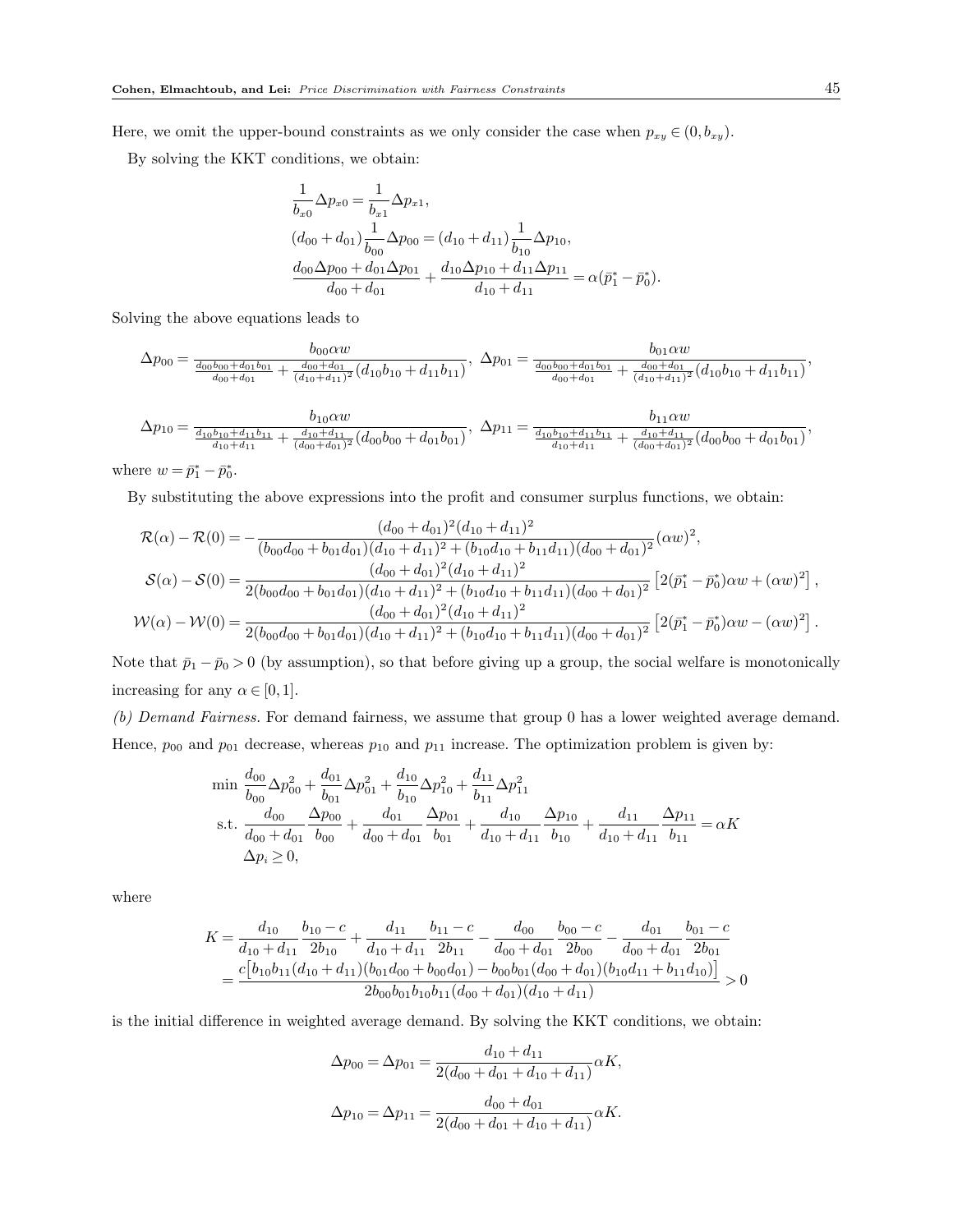Here, we omit the upper-bound constraints as we only consider the case when $p_{xy} \in (0, b_{xy})$.

By solving the KKT conditions, we obtain:

$$
\begin{aligned}
&\frac{1}{b_{x0}}\Delta p_{x0} = \frac{1}{b_{x1}}\Delta p_{x1},\\
&(d_{00}+d_{01})\frac{1}{b_{00}}\Delta p_{00} = (d_{10}+d_{11})\frac{1}{b_{10}}\Delta p_{10},\\
&\frac{d_{00}\Delta p_{00}+d_{01}\Delta p_{01}}{d_{00}+d_{01}} + \frac{d_{10}\Delta p_{10}+d_{11}\Delta p_{11}}{d_{10}+d_{11}} = \alpha(\bar{p}_1^* - \bar{p}_0^*).
\end{aligned}
$$

Solving the above equations leads to

$$
\Delta p_{00} = \frac{b_{00}\alpha w}{\frac{d_{00}b_{00}+d_{01}b_{01}}{d_{00}+d_{01}} + \frac{d_{00}+d_{01}}{(d_{10}+d_{11})^2}(d_{10}b_{10}+d_{11}b_{11})},\ \Delta p_{01} = \frac{b_{01}\alpha w}{\frac{d_{00}b_{00}+d_{01}b_{01}}{d_{00}+d_{01}} + \frac{d_{00}+d_{01}}{(d_{10}+d_{11})^2}(d_{10}b_{10}+d_{11}b_{11})},
$$

$$
\Delta p_{10} = \frac{b_{10}\alpha w}{\frac{d_{10}b_{10}+d_{11}b_{11}}{d_{10}+d_{11}} + \frac{d_{10}+d_{11}}{(d_{00}+d_{01})^2}(d_{00}b_{00}+d_{01}b_{01})},\ \Delta p_{11} = \frac{b_{11}\alpha w}{\frac{d_{10}b_{10}+d_{11}b_{11}}{d_{10}+d_{11}} + \frac{d_{10}+d_{11}}{(d_{00}+d_{01})^2}(d_{00}b_{00}+d_{01}b_{01})},
$$

where $w = \bar{p}_1^* - \bar{p}_0^*$.

By substituting the above expressions into the profit and consumer surplus functions, we obtain:

$$
\begin{aligned}
\mathcal{R}(\alpha) - \mathcal{R}(0) &= -\frac{(d_{00}+d_{01})^2(d_{10}+d_{11})^2}{(b_{00}d_{00}+b_{01}d_{01})(d_{10}+d_{11})^2 + (b_{10}d_{10}+b_{11}d_{11})(d_{00}+d_{01})^2}(\alpha w)^2,\\
\mathcal{S}(\alpha) - \mathcal{S}(0) &= \frac{(d_{00}+d_{01})^2(d_{10}+d_{11})^2}{2(b_{00}d_{00}+b_{01}d_{01})(d_{10}+d_{11})^2 + (b_{10}d_{10}+b_{11}d_{11})(d_{00}+d_{01})^2}\left[2(\bar{p}_1^* - \bar{p}_0^*)\alpha w + (\alpha w)^2\right],\\
\mathcal{W}(\alpha) - \mathcal{W}(0) &= \frac{(d_{00}+d_{01})^2(d_{10}+d_{11})^2}{2(b_{00}d_{00}+b_{01}d_{01})(d_{10}+d_{11})^2 + (b_{10}d_{10}+b_{11}d_{11})(d_{00}+d_{01})^2}\left[2(\bar{p}_1^* - \bar{p}_0^*)\alpha w - (\alpha w)^2\right].
\end{aligned}
$$

Note that $\bar{p}_1 - \bar{p}_0 > 0$ (by assumption), so that before giving up a group, the social welfare is monotonically increasing for any $\alpha \in [0, 1]$.

*(b) Demand Fairness.* For demand fairness, we assume that group 0 has a lower weighted average demand. Hence, $p_{00}$ and $p_{01}$ decrease, whereas $p_{10}$ and $p_{11}$ increase. The optimization problem is given by:

$$
\begin{aligned}
\min\ & \frac{d_{00}}{b_{00}}\Delta p_{00}^2 + \frac{d_{01}}{b_{01}}\Delta p_{01}^2 + \frac{d_{10}}{b_{10}}\Delta p_{10}^2 + \frac{d_{11}}{b_{11}}\Delta p_{11}^2\\
\text{s.t. }& \frac{d_{00}}{d_{00}+d_{01}}\frac{\Delta p_{00}}{b_{00}} + \frac{d_{01}}{d_{00}+d_{01}}\frac{\Delta p_{01}}{b_{01}} + \frac{d_{10}}{d_{10}+d_{11}}\frac{\Delta p_{10}}{b_{10}} + \frac{d_{11}}{d_{10}+d_{11}}\frac{\Delta p_{11}}{b_{11}} = \alpha K\\
& \Delta p_i \geq 0,
\end{aligned}
$$

where

$$
\begin{aligned}
K &= \frac{d_{10}}{d_{10}+d_{11}}\frac{b_{10}-c}{2b_{10}} + \frac{d_{11}}{d_{10}+d_{11}}\frac{b_{11}-c}{2b_{11}} - \frac{d_{00}}{d_{00}+d_{01}}\frac{b_{00}-c}{2b_{00}} - \frac{d_{01}}{d_{00}+d_{01}}\frac{b_{01}-c}{2b_{01}}\\
&= \frac{c\big[b_{10}b_{11}(d_{10}+d_{11})(b_{01}d_{00}+b_{00}d_{01}) - b_{00}b_{01}(d_{00}+d_{01})(b_{10}d_{11}+b_{11}d_{10})\big]}{2b_{00}b_{01}b_{10}b_{11}(d_{00}+d_{01})(d_{10}+d_{11})} > 0
\end{aligned}
$$

is the initial difference in weighted average demand. By solving the KKT conditions, we obtain:

$$
\begin{aligned}
\Delta p_{00} = \Delta p_{01} &= \frac{d_{10}+d_{11}}{2(d_{00}+d_{01}+d_{10}+d_{11})}\alpha K,\\
\Delta p_{10} = \Delta p_{11} &= \frac{d_{00}+d_{01}}{2(d_{00}+d_{01}+d_{10}+d_{11})}\alpha K.
\end{aligned}
$$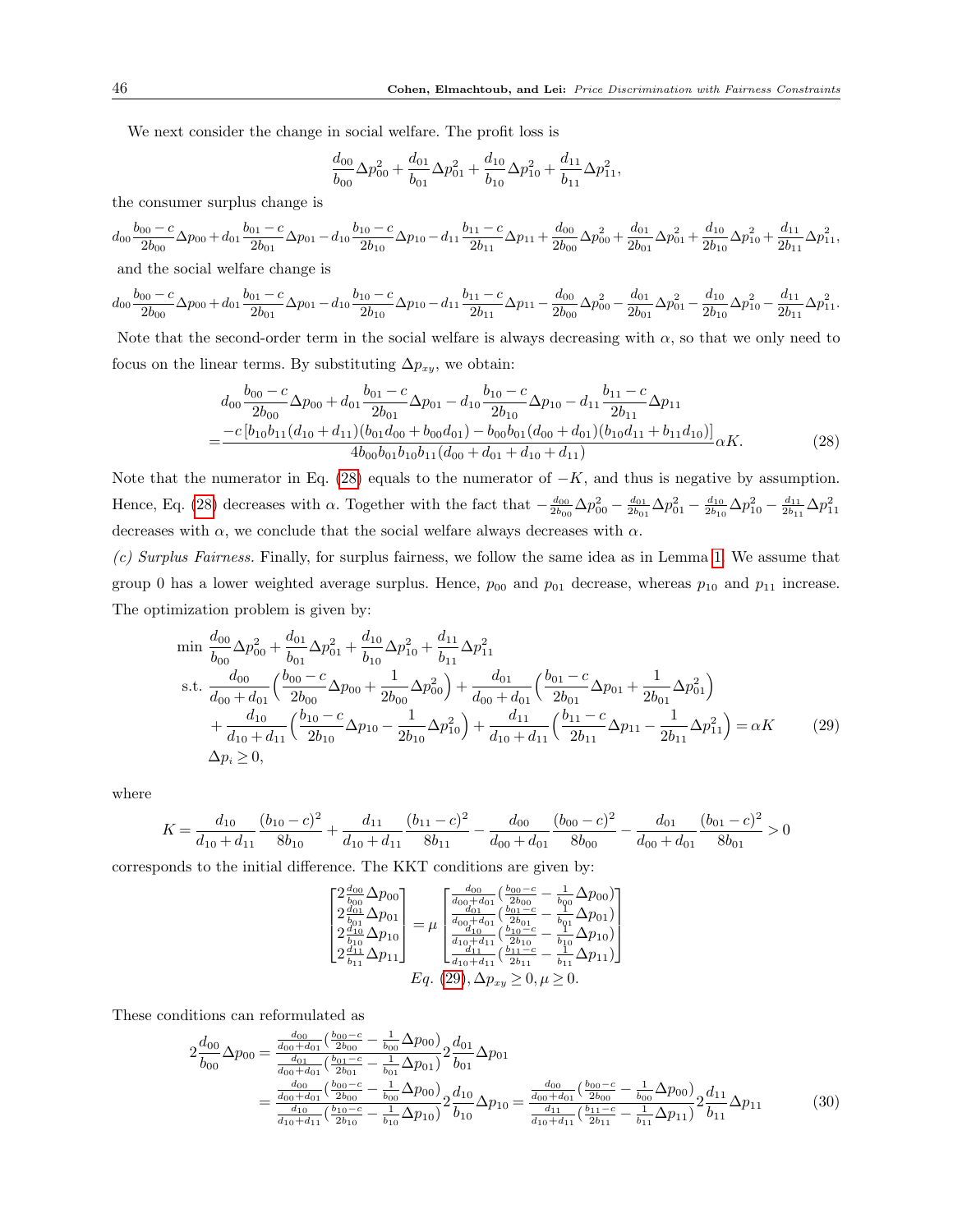We next consider the change in social welfare. The profit loss is

$$\frac{d_{00}}{b_{00}}\Delta p_{00}^2 + \frac{d_{01}}{b_{01}}\Delta p_{01}^2 + \frac{d_{10}}{b_{10}}\Delta p_{10}^2 + \frac{d_{11}}{b_{11}}\Delta p_{11}^2,$$

the consumer surplus change is

$$d_{00}\frac{b_{00}-c}{2b_{00}}\Delta p_{00} + d_{01}\frac{b_{01}-c}{2b_{01}}\Delta p_{01} - d_{10}\frac{b_{10}-c}{2b_{10}}\Delta p_{10} - d_{11}\frac{b_{11}-c}{2b_{11}}\Delta p_{11} + \frac{d_{00}}{2b_{00}}\Delta p_{00}^2 + \frac{d_{01}}{2b_{01}}\Delta p_{01}^2 + \frac{d_{10}}{2b_{10}}\Delta p_{10}^2 + \frac{d_{11}}{2b_{11}}\Delta p_{11}^2,$$

and the social welfare change is

$$d_{00}\frac{b_{00}-c}{2b_{00}}\Delta p_{00} + d_{01}\frac{b_{01}-c}{2b_{01}}\Delta p_{01} - d_{10}\frac{b_{10}-c}{2b_{10}}\Delta p_{10} - d_{11}\frac{b_{11}-c}{2b_{11}}\Delta p_{11} - \frac{d_{00}}{2b_{00}}\Delta p_{00}^2 - \frac{d_{01}}{2b_{01}}\Delta p_{01}^2 - \frac{d_{10}}{2b_{10}}\Delta p_{10}^2 - \frac{d_{11}}{2b_{11}}\Delta p_{11}^2.$$

Note that the second-order term in the social welfare is always decreasing with $\alpha$, so that we only need to focus on the linear terms. By substituting $\Delta p_{xy}$, we obtain:

$$\begin{aligned}
&d_{00}\frac{b_{00}-c}{2b_{00}}\Delta p_{00} + d_{01}\frac{b_{01}-c}{2b_{01}}\Delta p_{01} - d_{10}\frac{b_{10}-c}{2b_{10}}\Delta p_{10} - d_{11}\frac{b_{11}-c}{2b_{11}}\Delta p_{11} \\
=&\frac{-c\left[b_{10}b_{11}(d_{10}+d_{11})(b_{01}d_{00}+b_{00}d_{01}) - b_{00}b_{01}(d_{00}+d_{01})(b_{10}d_{11}+b_{11}d_{10})\right]}{4b_{00}b_{01}b_{10}b_{11}(d_{00}+d_{01}+d_{10}+d_{11})}\alpha K.
\end{aligned} \tag{28}$$

Note that the numerator in Eq. (28) equals to the numerator of $-K$, and thus is negative by assumption. Hence, Eq. (28) decreases with $\alpha$. Together with the fact that $-\frac{d_{00}}{2b_{00}}\Delta p_{00}^2 - \frac{d_{01}}{2b_{01}}\Delta p_{01}^2 - \frac{d_{10}}{2b_{10}}\Delta p_{10}^2 - \frac{d_{11}}{2b_{11}}\Delta p_{11}^2$ decreases with $\alpha$, we conclude that the social welfare always decreases with $\alpha$.

*(c) Surplus Fairness.* Finally, for surplus fairness, we follow the same idea as in Lemma 1. We assume that group 0 has a lower weighted average surplus. Hence, $p_{00}$ and $p_{01}$ decrease, whereas $p_{10}$ and $p_{11}$ increase. The optimization problem is given by:

$$\begin{aligned}
\min\ & \frac{d_{00}}{b_{00}}\Delta p_{00}^2 + \frac{d_{01}}{b_{01}}\Delta p_{01}^2 + \frac{d_{10}}{b_{10}}\Delta p_{10}^2 + \frac{d_{11}}{b_{11}}\Delta p_{11}^2 \\
\text{s.t. } & \frac{d_{00}}{d_{00}+d_{01}}\Big(\frac{b_{00}-c}{2b_{00}}\Delta p_{00} + \frac{1}{2b_{00}}\Delta p_{00}^2\Big) + \frac{d_{01}}{d_{00}+d_{01}}\Big(\frac{b_{01}-c}{2b_{01}}\Delta p_{01} + \frac{1}{2b_{01}}\Delta p_{01}^2\Big) \\
& + \frac{d_{10}}{d_{10}+d_{11}}\Big(\frac{b_{10}-c}{2b_{10}}\Delta p_{10} - \frac{1}{2b_{10}}\Delta p_{10}^2\Big) + \frac{d_{11}}{d_{10}+d_{11}}\Big(\frac{b_{11}-c}{2b_{11}}\Delta p_{11} - \frac{1}{2b_{11}}\Delta p_{11}^2\Big) = \alpha K \\
& \Delta p_i \geq 0,
\end{aligned} \tag{29}$$

where

$$K = \frac{d_{10}}{d_{10}+d_{11}}\frac{(b_{10}-c)^2}{8b_{10}} + \frac{d_{11}}{d_{10}+d_{11}}\frac{(b_{11}-c)^2}{8b_{11}} - \frac{d_{00}}{d_{00}+d_{01}}\frac{(b_{00}-c)^2}{8b_{00}} - \frac{d_{01}}{d_{00}+d_{01}}\frac{(b_{01}-c)^2}{8b_{01}} > 0$$

corresponds to the initial difference. The KKT conditions are given by:

$$\begin{bmatrix} 2\frac{d_{00}}{b_{00}}\Delta p_{00} \\ 2\frac{d_{01}}{b_{01}}\Delta p_{01} \\ 2\frac{d_{10}}{b_{10}}\Delta p_{10} \\ 2\frac{d_{11}}{b_{11}}\Delta p_{11} \end{bmatrix} = \mu \begin{bmatrix} \frac{d_{00}}{d_{00}+d_{01}}\big(\frac{b_{00}-c}{2b_{00}} - \frac{1}{b_{00}}\Delta p_{00}\big) \\ \frac{d_{01}}{d_{00}+d_{01}}\big(\frac{b_{01}-c}{2b_{01}} - \frac{1}{b_{01}}\Delta p_{01}\big) \\ \frac{d_{10}}{d_{10}+d_{11}}\big(\frac{b_{10}-c}{2b_{10}} - \frac{1}{b_{10}}\Delta p_{10}\big) \\ \frac{d_{11}}{d_{10}+d_{11}}\big(\frac{b_{11}-c}{2b_{11}} - \frac{1}{b_{11}}\Delta p_{11}\big) \end{bmatrix}$$

$$Eq.\ (29), \Delta p_{xy} \geq 0, \mu \geq 0.$$

These conditions can reformulated as

$$\begin{aligned}
2\frac{d_{00}}{b_{00}}\Delta p_{00} &= \frac{\frac{d_{00}}{d_{00}+d_{01}}\big(\frac{b_{00}-c}{2b_{00}} - \frac{1}{b_{00}}\Delta p_{00}\big)}{\frac{d_{01}}{d_{00}+d_{01}}\big(\frac{b_{01}-c}{2b_{01}} - \frac{1}{b_{01}}\Delta p_{01}\big)} 2\frac{d_{01}}{b_{01}}\Delta p_{01} \\
&= \frac{\frac{d_{00}}{d_{00}+d_{01}}\big(\frac{b_{00}-c}{2b_{00}} - \frac{1}{b_{00}}\Delta p_{00}\big)}{\frac{d_{10}}{d_{10}+d_{11}}\big(\frac{b_{10}-c}{2b_{10}} - \frac{1}{b_{10}}\Delta p_{10}\big)} 2\frac{d_{10}}{b_{10}}\Delta p_{10} = \frac{\frac{d_{00}}{d_{00}+d_{01}}\big(\frac{b_{00}-c}{2b_{00}} - \frac{1}{b_{00}}\Delta p_{00}\big)}{\frac{d_{11}}{d_{10}+d_{11}}\big(\frac{b_{11}-c}{2b_{11}} - \frac{1}{b_{11}}\Delta p_{11}\big)} 2\frac{d_{11}}{b_{11}}\Delta p_{11}
\end{aligned} \tag{30}$$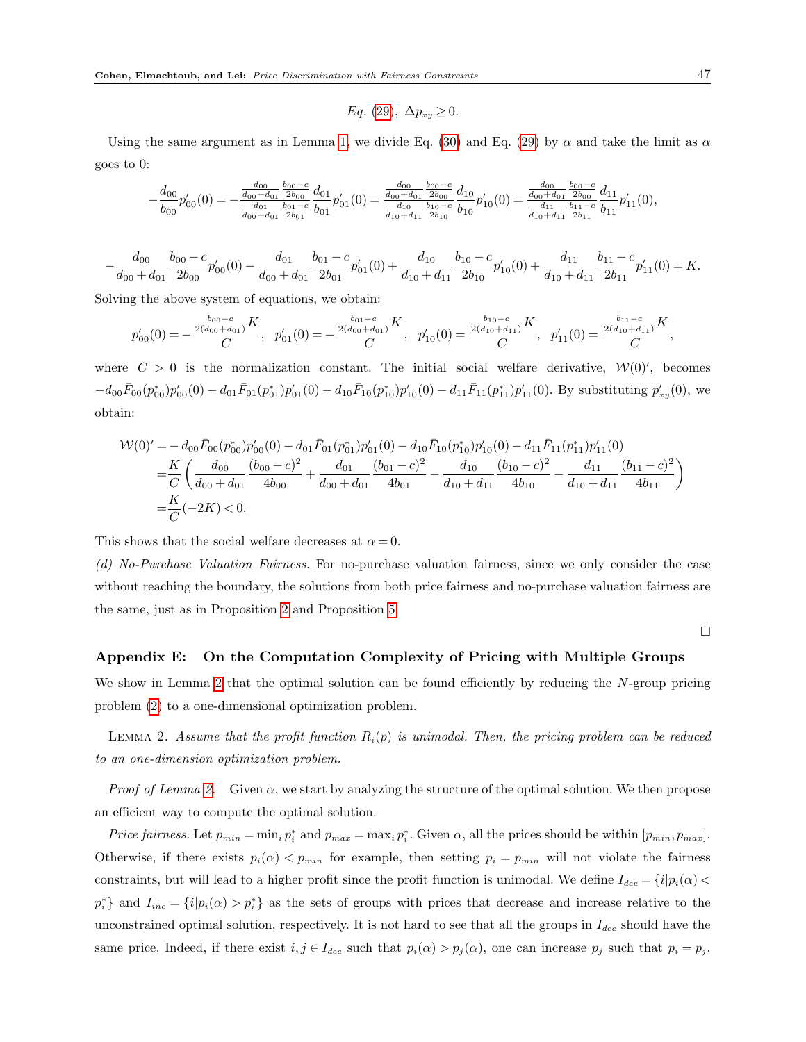$$Eq.\ (29),\ \Delta p_{xy} \geq 0.$$

Using the same argument as in Lemma 1, we divide Eq. (30) and Eq. (29) by $\alpha$ and take the limit as $\alpha$ goes to 0:

$$-\frac{d_{00}}{b_{00}}p'_{00}(0) = -\frac{\frac{d_{00}}{d_{00}+d_{01}}\frac{b_{00}-c}{2b_{00}}}{\frac{d_{01}}{d_{00}+d_{01}}\frac{b_{01}-c}{2b_{01}}}\frac{d_{01}}{b_{01}}p'_{01}(0) = \frac{\frac{d_{00}}{d_{00}+d_{01}}\frac{b_{00}-c}{2b_{00}}}{\frac{d_{10}}{d_{10}+d_{11}}\frac{b_{10}-c}{2b_{10}}}\frac{d_{10}}{b_{10}}p'_{10}(0) = \frac{\frac{d_{00}}{d_{00}+d_{01}}\frac{b_{00}-c}{2b_{00}}}{\frac{d_{11}}{d_{10}+d_{11}}\frac{b_{11}-c}{2b_{11}}}\frac{d_{11}}{b_{11}}p'_{11}(0),$$

$$-\frac{d_{00}}{d_{00}+d_{01}}\frac{b_{00}-c}{2b_{00}}p'_{00}(0) - \frac{d_{01}}{d_{00}+d_{01}}\frac{b_{01}-c}{2b_{01}}p'_{01}(0) + \frac{d_{10}}{d_{10}+d_{11}}\frac{b_{10}-c}{2b_{10}}p'_{10}(0) + \frac{d_{11}}{d_{10}+d_{11}}\frac{b_{11}-c}{2b_{11}}p'_{11}(0) = K.$$

Solving the above system of equations, we obtain:

$$p'_{00}(0) = -\frac{\frac{b_{00}-c}{2(d_{00}+d_{01})}K}{C},\quad p'_{01}(0) = -\frac{\frac{b_{01}-c}{2(d_{00}+d_{01})}K}{C},\quad p'_{10}(0) = \frac{\frac{b_{10}-c}{2(d_{10}+d_{11})}K}{C},\quad p'_{11}(0) = \frac{\frac{b_{11}-c}{2(d_{10}+d_{11})}K}{C},$$

where $C > 0$ is the normalization constant. The initial social welfare derivative, $\mathcal{W}(0)'$, becomes $-d_{00}\bar{F}_{00}(p^*_{00})p'_{00}(0) - d_{01}\bar{F}_{01}(p^*_{01})p'_{01}(0) - d_{10}\bar{F}_{10}(p^*_{10})p'_{10}(0) - d_{11}\bar{F}_{11}(p^*_{11})p'_{11}(0)$. By substituting $p'_{xy}(0)$, we obtain:

$$\begin{aligned}
\mathcal{W}(0)' &= -d_{00}\bar{F}_{00}(p^*_{00})p'_{00}(0) - d_{01}\bar{F}_{01}(p^*_{01})p'_{01}(0) - d_{10}\bar{F}_{10}(p^*_{10})p'_{10}(0) - d_{11}\bar{F}_{11}(p^*_{11})p'_{11}(0) \\
&= \frac{K}{C}\left(\frac{d_{00}}{d_{00}+d_{01}}\frac{(b_{00}-c)^2}{4b_{00}} + \frac{d_{01}}{d_{00}+d_{01}}\frac{(b_{01}-c)^2}{4b_{01}} - \frac{d_{10}}{d_{10}+d_{11}}\frac{(b_{10}-c)^2}{4b_{10}} - \frac{d_{11}}{d_{10}+d_{11}}\frac{(b_{11}-c)^2}{4b_{11}}\right) \\
&= \frac{K}{C}(-2K) < 0.
\end{aligned}$$

This shows that the social welfare decreases at $\alpha = 0$.

*(d) No-Purchase Valuation Fairness.* For no-purchase valuation fairness, since we only consider the case without reaching the boundary, the solutions from both price fairness and no-purchase valuation fairness are the same, just as in Proposition 2 and Proposition 5.

□

## Appendix E: On the Computation Complexity of Pricing with Multiple Groups

We show in Lemma 2 that the optimal solution can be found efficiently by reducing the $N$-group pricing problem (2) to a one-dimensional optimization problem.

LEMMA 2. *Assume that the profit function $R_i(p)$ is unimodal. Then, the pricing problem can be reduced to an one-dimension optimization problem.*

*Proof of Lemma 2.* Given $\alpha$, we start by analyzing the structure of the optimal solution. We then propose an efficient way to compute the optimal solution.

*Price fairness.* Let $p_{min} = \min_i p^*_i$ and $p_{max} = \max_i p^*_i$. Given $\alpha$, all the prices should be within $[p_{min}, p_{max}]$. Otherwise, if there exists $p_i(\alpha) < p_{min}$ for example, then setting $p_i = p_{min}$ will not violate the fairness constraints, but will lead to a higher profit since the profit function is unimodal. We define $I_{dec} = \{i | p_i(\alpha) < p^*_i\}$ and $I_{inc} = \{i | p_i(\alpha) > p^*_i\}$ as the sets of groups with prices that decrease and increase relative to the unconstrained optimal solution, respectively. It is not hard to see that all the groups in $I_{dec}$ should have the same price. Indeed, if there exist $i, j \in I_{dec}$ such that $p_i(\alpha) > p_j(\alpha)$, one can increase $p_j$ such that $p_i = p_j$.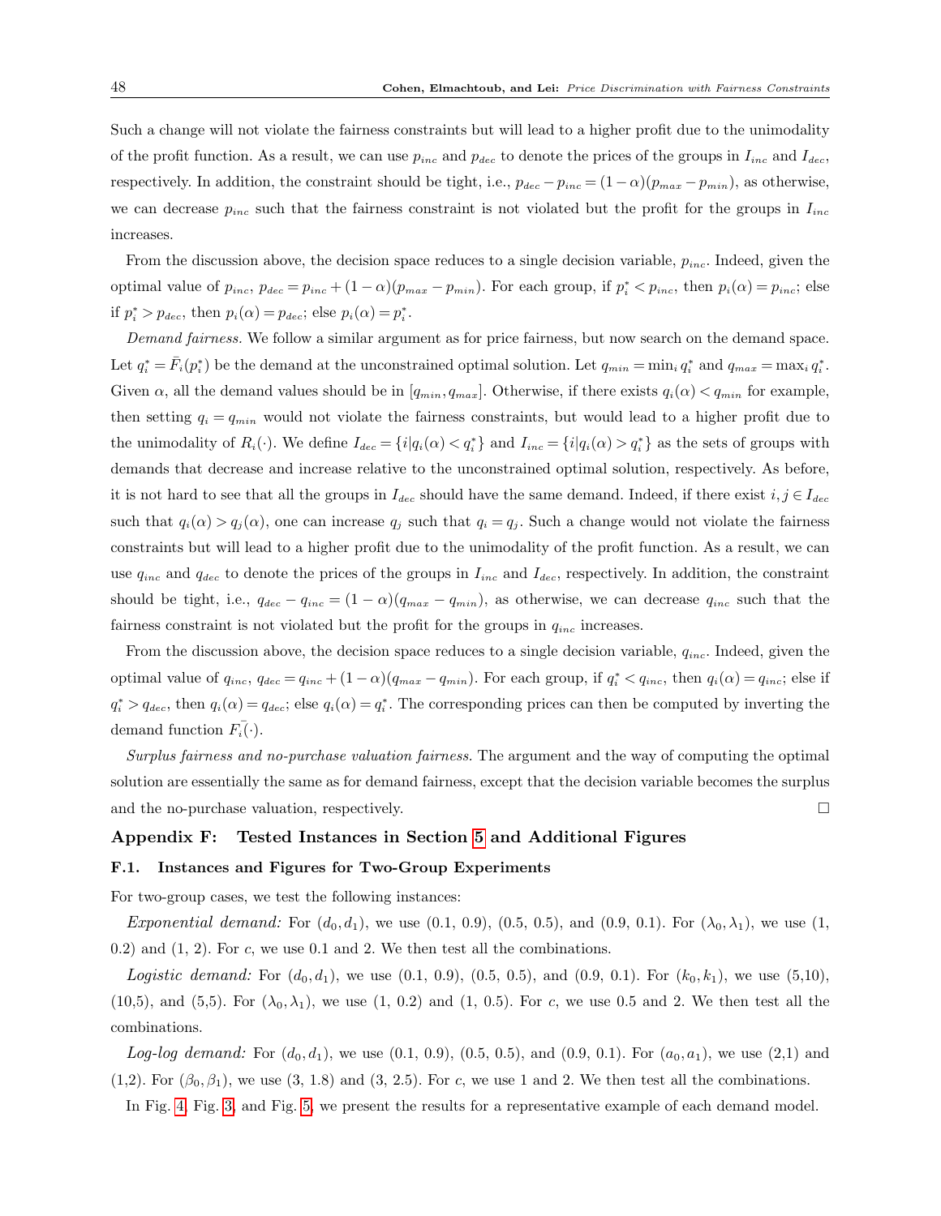Such a change will not violate the fairness constraints but will lead to a higher profit due to the unimodality of the profit function. As a result, we can use $p_{inc}$ and $p_{dec}$ to denote the prices of the groups in $I_{inc}$ and $I_{dec}$, respectively. In addition, the constraint should be tight, i.e., $p_{dec} - p_{inc} = (1-\alpha)(p_{max} - p_{min})$, as otherwise, we can decrease $p_{inc}$ such that the fairness constraint is not violated but the profit for the groups in $I_{inc}$ increases.

From the discussion above, the decision space reduces to a single decision variable, $p_{inc}$. Indeed, given the optimal value of $p_{inc}$, $p_{dec} = p_{inc} + (1-\alpha)(p_{max} - p_{min})$. For each group, if $p_i^* < p_{inc}$, then $p_i(\alpha) = p_{inc}$; else if $p_i^* > p_{dec}$, then $p_i(\alpha) = p_{dec}$; else $p_i(\alpha) = p_i^*$.

*Demand fairness.* We follow a similar argument as for price fairness, but now search on the demand space. Let $q_i^* = \bar{F}_i(p_i^*)$ be the demand at the unconstrained optimal solution. Let $q_{min} = \min_i q_i^*$ and $q_{max} = \max_i q_i^*$. Given $\alpha$, all the demand values should be in $[q_{min}, q_{max}]$. Otherwise, if there exists $q_i(\alpha) < q_{min}$ for example, then setting $q_i = q_{min}$ would not violate the fairness constraints, but would lead to a higher profit due to the unimodality of $R_i(\cdot)$. We define $I_{dec} = \{i | q_i(\alpha) < q_i^*\}$ and $I_{inc} = \{i | q_i(\alpha) > q_i^*\}$ as the sets of groups with demands that decrease and increase relative to the unconstrained optimal solution, respectively. As before, it is not hard to see that all the groups in $I_{dec}$ should have the same demand. Indeed, if there exist $i, j \in I_{dec}$ such that $q_i(\alpha) > q_j(\alpha)$, one can increase $q_j$ such that $q_i = q_j$. Such a change would not violate the fairness constraints but will lead to a higher profit due to the unimodality of the profit function. As a result, we can use $q_{inc}$ and $q_{dec}$ to denote the prices of the groups in $I_{inc}$ and $I_{dec}$, respectively. In addition, the constraint should be tight, i.e., $q_{dec} - q_{inc} = (1-\alpha)(q_{max} - q_{min})$, as otherwise, we can decrease $q_{inc}$ such that the fairness constraint is not violated but the profit for the groups in $q_{inc}$ increases.

From the discussion above, the decision space reduces to a single decision variable, $q_{inc}$. Indeed, given the optimal value of $q_{inc}$, $q_{dec} = q_{inc} + (1-\alpha)(q_{max} - q_{min})$. For each group, if $q_i^* < q_{inc}$, then $q_i(\alpha) = q_{inc}$; else if $q_i^* > q_{dec}$, then $q_i(\alpha) = q_{dec}$; else $q_i(\alpha) = q_i^*$. The corresponding prices can then be computed by inverting the demand function $\bar{F}_i(\cdot)$.

*Surplus fairness and no-purchase valuation fairness.* The argument and the way of computing the optimal solution are essentially the same as for demand fairness, except that the decision variable becomes the surplus and the no-purchase valuation, respectively. □

## Appendix F: Tested Instances in Section 5 and Additional Figures

### F.1. Instances and Figures for Two-Group Experiments

For two-group cases, we test the following instances:

*Exponential demand:* For $(d_0, d_1)$, we use (0.1, 0.9), (0.5, 0.5), and (0.9, 0.1). For $(\lambda_0, \lambda_1)$, we use (1, 0.2) and (1, 2). For $c$, we use 0.1 and 2. We then test all the combinations.

*Logistic demand:* For $(d_0, d_1)$, we use (0.1, 0.9), (0.5, 0.5), and (0.9, 0.1). For $(k_0, k_1)$, we use (5,10), (10,5), and (5,5). For $(\lambda_0, \lambda_1)$, we use (1, 0.2) and (1, 0.5). For $c$, we use 0.5 and 2. We then test all the combinations.

*Log-log demand:* For $(d_0, d_1)$, we use (0.1, 0.9), (0.5, 0.5), and (0.9, 0.1). For $(a_0, a_1)$, we use (2,1) and (1,2). For $(\beta_0, \beta_1)$, we use (3, 1.8) and (3, 2.5). For $c$, we use 1 and 2. We then test all the combinations.

In Fig. 4, Fig. 3, and Fig. 5, we present the results for a representative example of each demand model.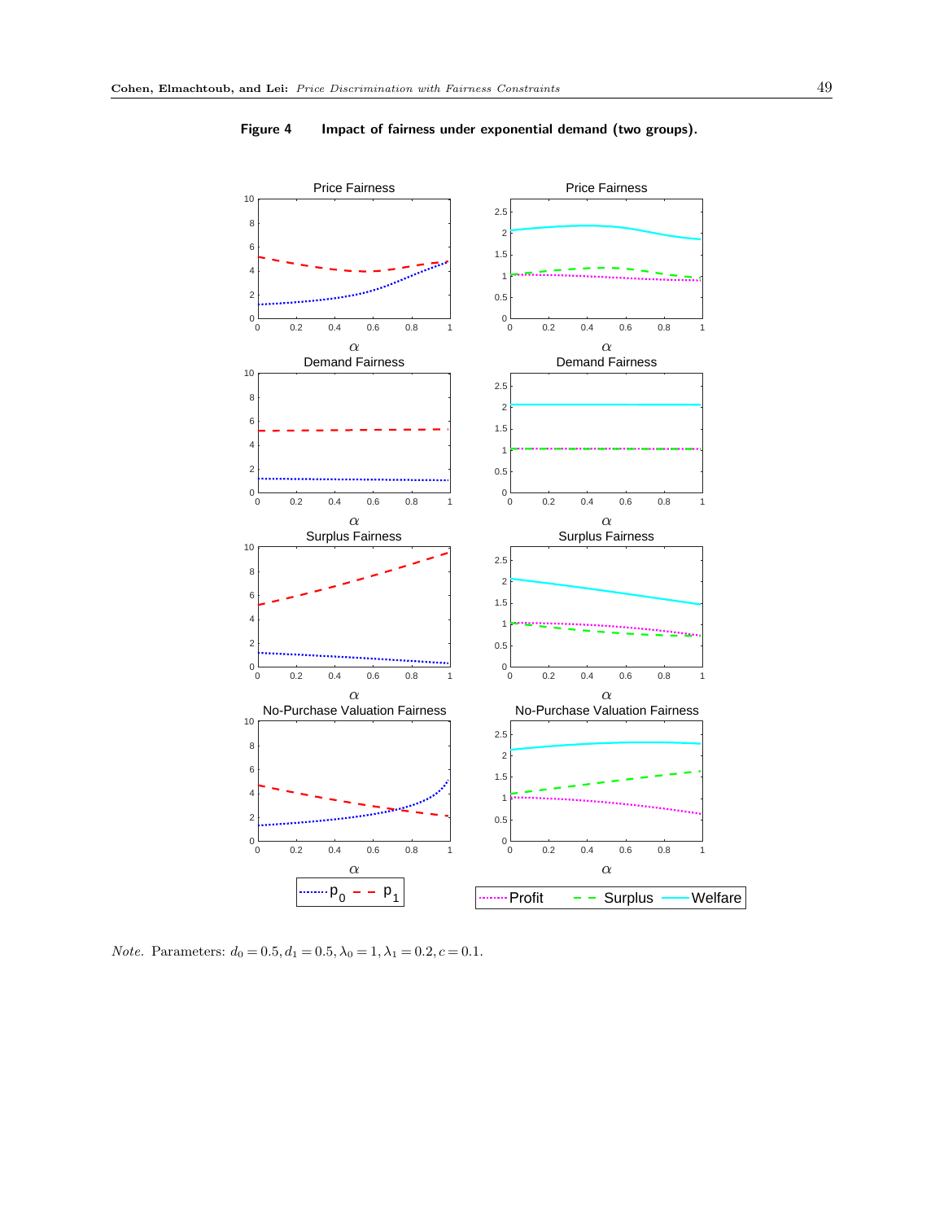**Figure 4** **Impact of fairness under exponential demand (two groups).**

*Note.* Parameters: $d_0 = 0.5, d_1 = 0.5, \lambda_0 = 1, \lambda_1 = 0.2, c = 0.1$.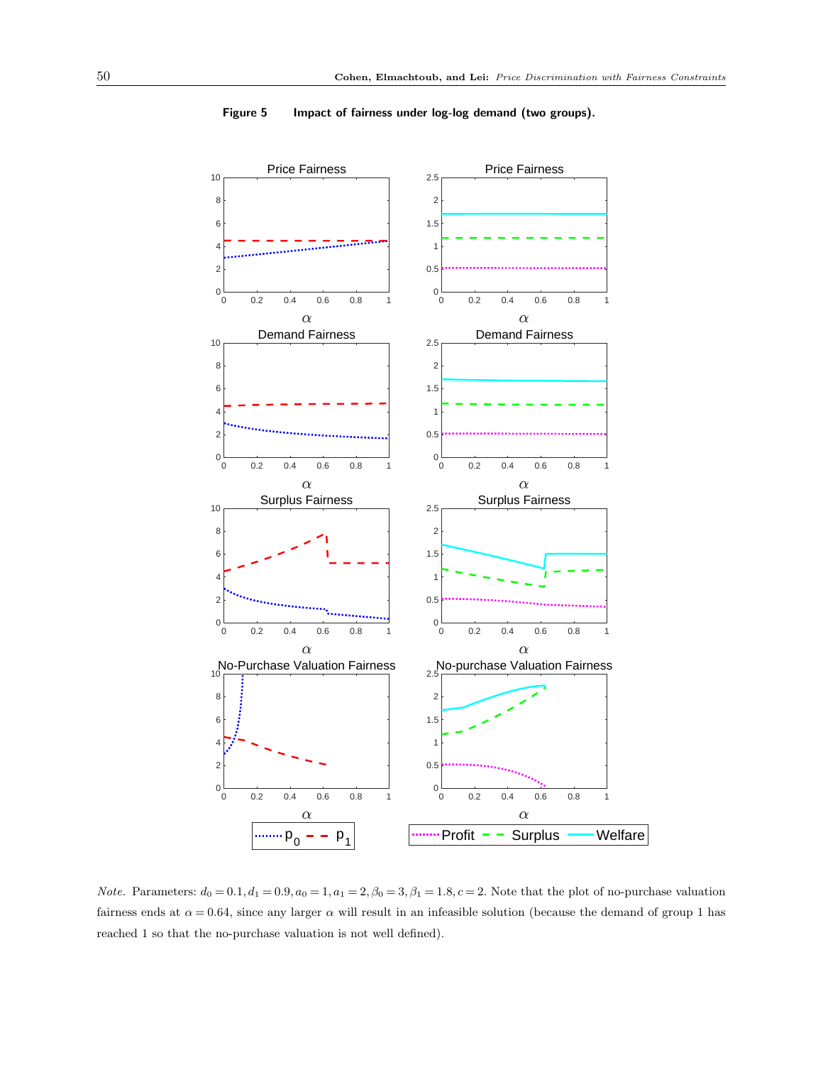**Figure 5** Impact of fairness under log-log demand (two groups).

*Note.* Parameters: $d_0 = 0.1, d_1 = 0.9, a_0 = 1, a_1 = 2, \beta_0 = 3, \beta_1 = 1.8, c = 2$. Note that the plot of no-purchase valuation fairness ends at $\alpha = 0.64$, since any larger $\alpha$ will result in an infeasible solution (because the demand of group 1 has reached 1 so that the no-purchase valuation is not well defined).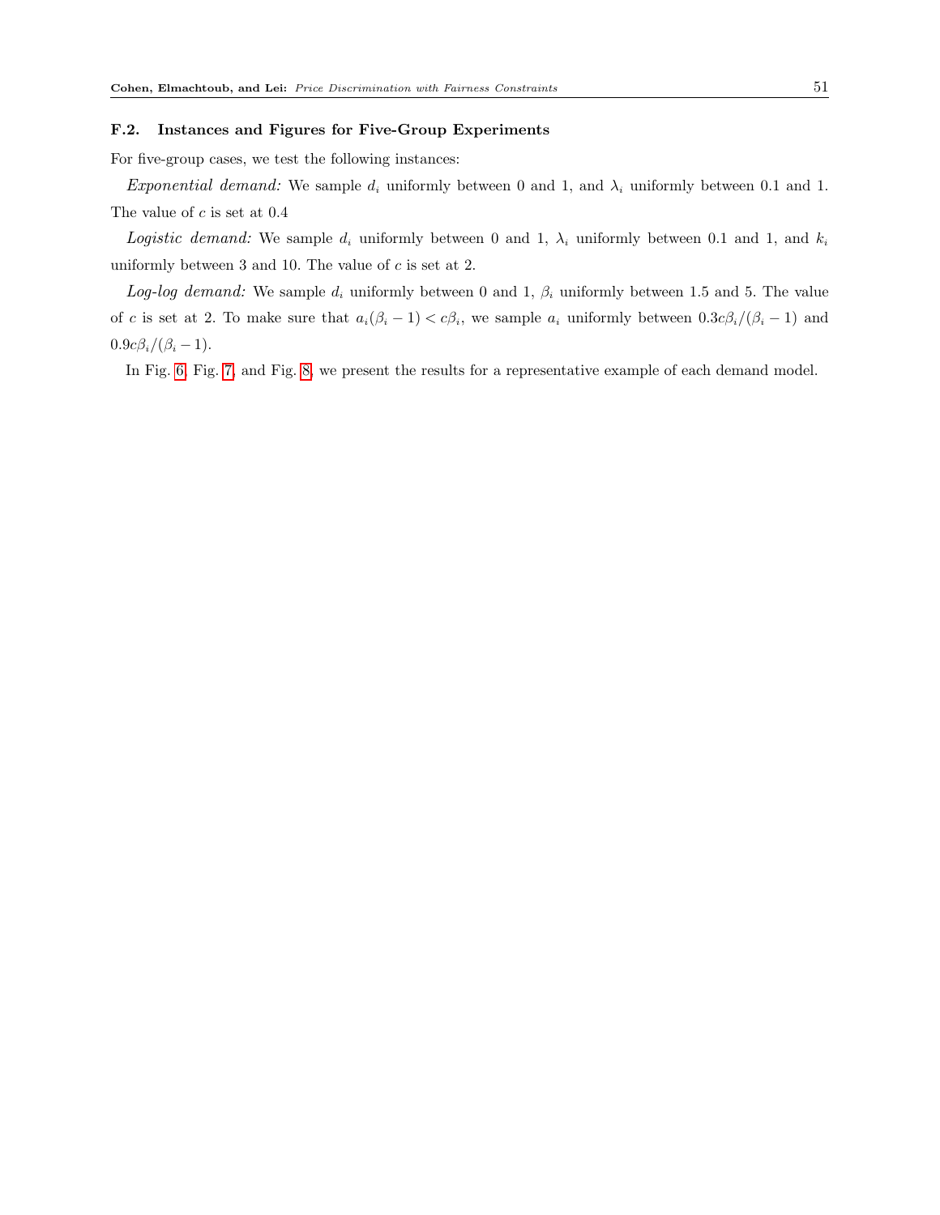### F.2. Instances and Figures for Five-Group Experiments

For five-group cases, we test the following instances:

*Exponential demand:* We sample $d_i$ uniformly between 0 and 1, and $\lambda_i$ uniformly between 0.1 and 1. The value of $c$ is set at 0.4

*Logistic demand:* We sample $d_i$ uniformly between 0 and 1, $\lambda_i$ uniformly between 0.1 and 1, and $k_i$ uniformly between 3 and 10. The value of $c$ is set at 2.

*Log-log demand:* We sample $d_i$ uniformly between 0 and 1, $\beta_i$ uniformly between 1.5 and 5. The value of $c$ is set at 2. To make sure that $a_i(\beta_i - 1) < c\beta_i$, we sample $a_i$ uniformly between $0.3c\beta_i/(\beta_i - 1)$ and $0.9c\beta_i/(\beta_i - 1)$.

In Fig. 6, Fig. 7, and Fig. 8, we present the results for a representative example of each demand model.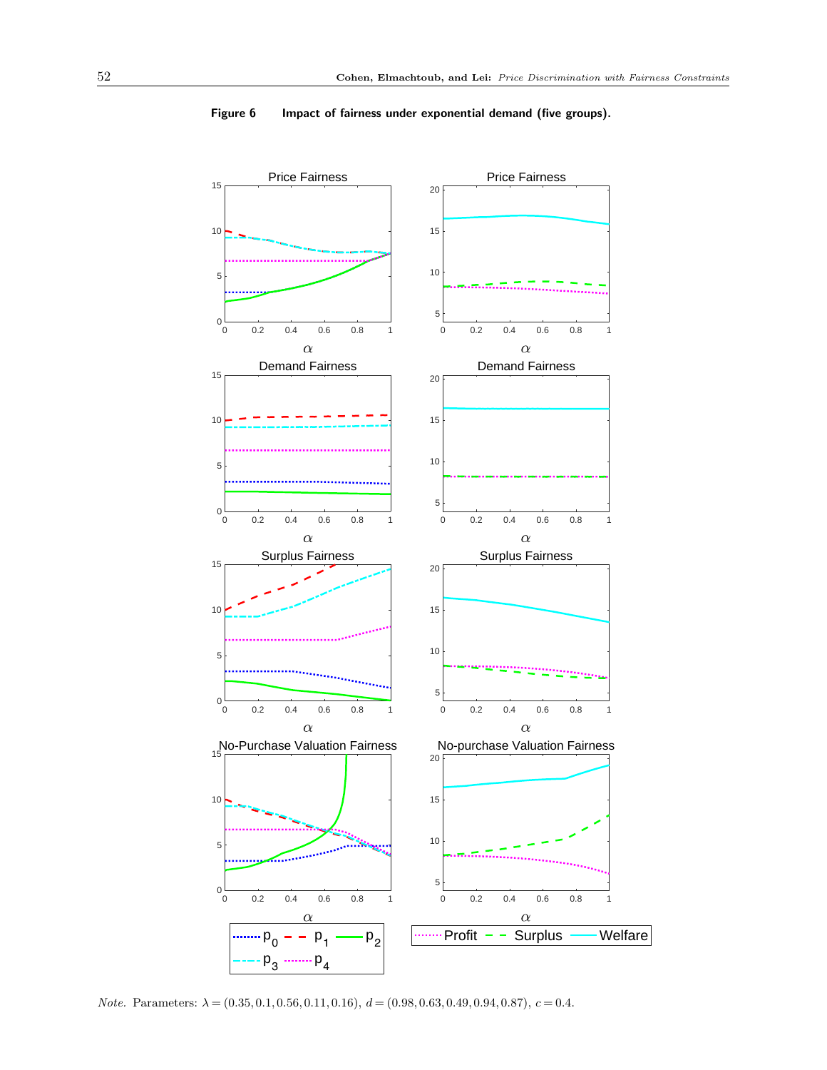**Figure 6** Impact of fairness under exponential demand (five groups).

*Note.* Parameters: $\lambda = (0.35, 0.1, 0.56, 0.11, 0.16)$, $d = (0.98, 0.63, 0.49, 0.94, 0.87)$, $c = 0.4$.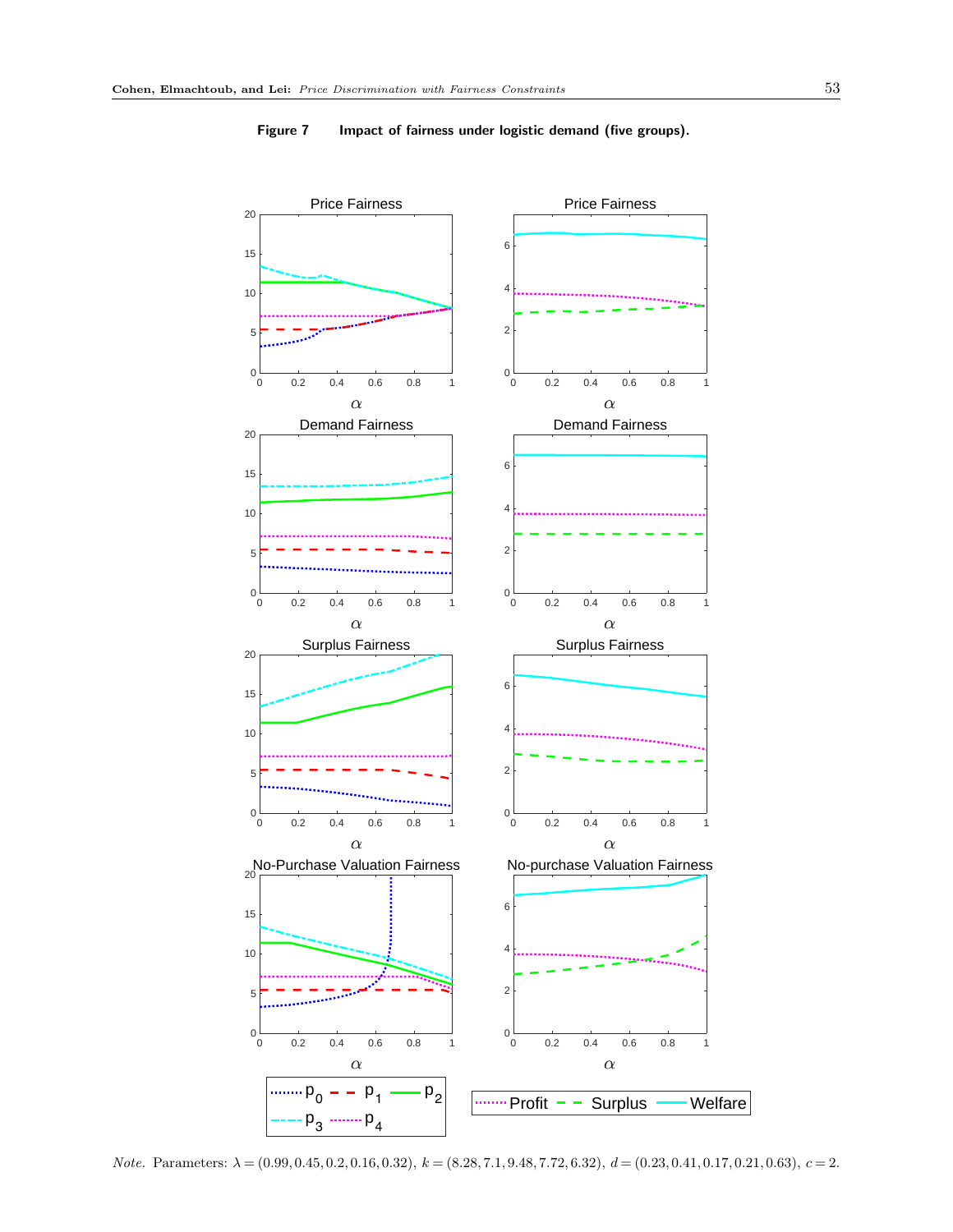**Figure 7** Impact of fairness under logistic demand (five groups).

*Note.* Parameters: $\lambda = (0.99, 0.45, 0.2, 0.16, 0.32)$, $k = (8.28, 7.1, 9.48, 7.72, 6.32)$, $d = (0.23, 0.41, 0.17, 0.21, 0.63)$, $c = 2$.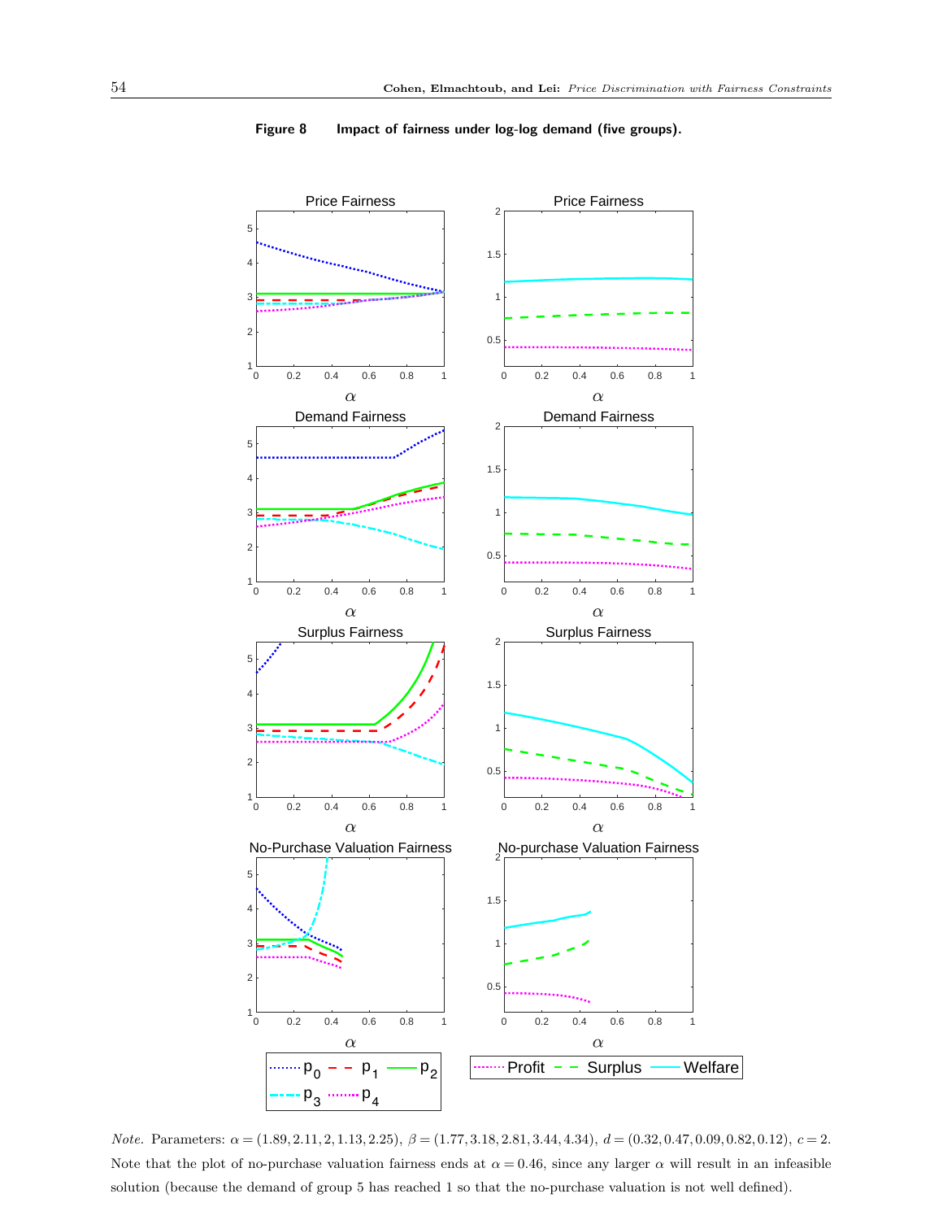**Figure 8** Impact of fairness under log-log demand (five groups).

Price Fairness

5
4
3
2
1
0 0.2 0.4 0.6 0.8 1
$\alpha$

Price Fairness

2
1.5
1
0.5
0 0.2 0.4 0.6 0.8 1
$\alpha$

Demand Fairness

5
4
3
2
1
0 0.2 0.4 0.6 0.8 1
$\alpha$

Demand Fairness

2
1.5
1
0.5
0 0.2 0.4 0.6 0.8 1
$\alpha$

Surplus Fairness

5
4
3
2
1
0 0.2 0.4 0.6 0.8 1
$\alpha$

Surplus Fairness

2
1.5
1
0.5
0 0.2 0.4 0.6 0.8 1
$\alpha$

No-Purchase Valuation Fairness

5
4
3
2
1
0 0.2 0.4 0.6 0.8 1
$\alpha$

No-purchase Valuation Fairness

2
1.5
1
0.5
0 0.2 0.4 0.6 0.8 1
$\alpha$

$p_0$ $p_1$ $p_2$ $p_3$ $p_4$

Profit Surplus Welfare

*Note.* Parameters: $\alpha = (1.89, 2.11, 2, 1.13, 2.25)$, $\beta = (1.77, 3.18, 2.81, 3.44, 4.34)$, $d = (0.32, 0.47, 0.09, 0.82, 0.12)$, $c = 2$. Note that the plot of no-purchase valuation fairness ends at $\alpha = 0.46$, since any larger $\alpha$ will result in an infeasible solution (because the demand of group 5 has reached 1 so that the no-purchase valuation is not well defined).